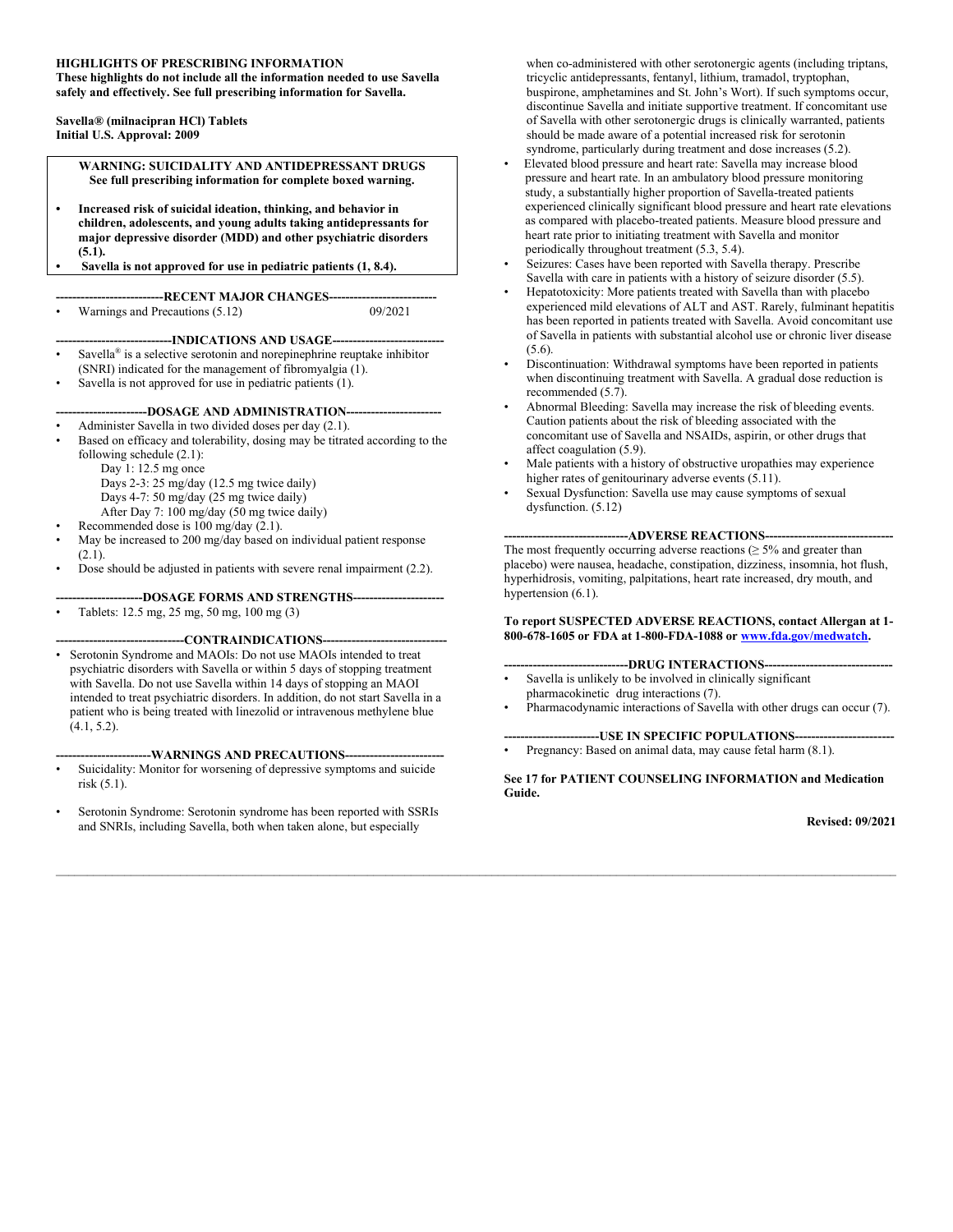**HIGHLIGHTS OF PRESCRIBING INFORMATION**
**These highlights do not include all the information needed to use Savella safely and effectively. See full prescribing information for Savella.**

**Savella® (milnacipran HCl) Tablets**
**Initial U.S. Approval: 2009**

**WARNING: SUICIDALITY AND ANTIDEPRESSANT DRUGS**
**See full prescribing information for complete boxed warning.**

- **Increased risk of suicidal ideation, thinking, and behavior in children, adolescents, and young adults taking antidepressants for major depressive disorder (MDD) and other psychiatric disorders (5.1).**
- **Savella is not approved for use in pediatric patients (1, 8.4).**

**--------------------------RECENT MAJOR CHANGES--------------------------**

- Warnings and Precautions (5.12) 09/2021

**----------------------------INDICATIONS AND USAGE---------------------------**

- Savella® is a selective serotonin and norepinephrine reuptake inhibitor (SNRI) indicated for the management of fibromyalgia (1).
- Savella is not approved for use in pediatric patients (1).

**----------------------DOSAGE AND ADMINISTRATION-----------------------**

- Administer Savella in two divided doses per day (2.1).
- Based on efficacy and tolerability, dosing may be titrated according to the following schedule (2.1):
  - Day 1: 12.5 mg once
  - Days 2-3: 25 mg/day (12.5 mg twice daily)
  - Days 4-7: 50 mg/day (25 mg twice daily)
  - After Day 7: 100 mg/day (50 mg twice daily)
- Recommended dose is 100 mg/day (2.1).
- May be increased to 200 mg/day based on individual patient response (2.1).
- Dose should be adjusted in patients with severe renal impairment (2.2).

**---------------------DOSAGE FORMS AND STRENGTHS----------------------**

- Tablets: 12.5 mg, 25 mg, 50 mg, 100 mg (3)

**-------------------------------CONTRAINDICATIONS------------------------------**

- Serotonin Syndrome and MAOIs: Do not use MAOIs intended to treat psychiatric disorders with Savella or within 5 days of stopping treatment with Savella. Do not use Savella within 14 days of stopping an MAOI intended to treat psychiatric disorders. In addition, do not start Savella in a patient who is being treated with linezolid or intravenous methylene blue (4.1, 5.2).

**-----------------------WARNINGS AND PRECAUTIONS------------------------**

- Suicidality: Monitor for worsening of depressive symptoms and suicide risk (5.1).
- Serotonin Syndrome: Serotonin syndrome has been reported with SSRIs and SNRIs, including Savella, both when taken alone, but especially when co-administered with other serotonergic agents (including triptans, tricyclic antidepressants, fentanyl, lithium, tramadol, tryptophan, buspirone, amphetamines and St. John's Wort). If such symptoms occur, discontinue Savella and initiate supportive treatment. If concomitant use of Savella with other serotonergic drugs is clinically warranted, patients should be made aware of a potential increased risk for serotonin syndrome, particularly during treatment and dose increases (5.2).
- Elevated blood pressure and heart rate: Savella may increase blood pressure and heart rate. In an ambulatory blood pressure monitoring study, a substantially higher proportion of Savella-treated patients experienced clinically significant blood pressure and heart rate elevations as compared with placebo-treated patients. Measure blood pressure and heart rate prior to initiating treatment with Savella and monitor periodically throughout treatment (5.3, 5.4).
- Seizures: Cases have been reported with Savella therapy. Prescribe Savella with care in patients with a history of seizure disorder (5.5).
- Hepatotoxicity: More patients treated with Savella than with placebo experienced mild elevations of ALT and AST. Rarely, fulminant hepatitis has been reported in patients treated with Savella. Avoid concomitant use of Savella in patients with substantial alcohol use or chronic liver disease (5.6).
- Discontinuation: Withdrawal symptoms have been reported in patients when discontinuing treatment with Savella. A gradual dose reduction is recommended (5.7).
- Abnormal Bleeding: Savella may increase the risk of bleeding events. Caution patients about the risk of bleeding associated with the concomitant use of Savella and NSAIDs, aspirin, or other drugs that affect coagulation (5.9).
- Male patients with a history of obstructive uropathies may experience higher rates of genitourinary adverse events (5.11).
- Sexual Dysfunction: Savella use may cause symptoms of sexual dysfunction. (5.12)

**------------------------------ADVERSE REACTIONS-------------------------------**

The most frequently occurring adverse reactions ($\geq$ 5% and greater than placebo) were nausea, headache, constipation, dizziness, insomnia, hot flush, hyperhidrosis, vomiting, palpitations, heart rate increased, dry mouth, and hypertension (6.1).

**To report SUSPECTED ADVERSE REACTIONS, contact Allergan at 1-800-678-1605 or FDA at 1-800-FDA-1088 or www.fda.gov/medwatch.**

**------------------------------DRUG INTERACTIONS-------------------------------**

- Savella is unlikely to be involved in clinically significant pharmacokinetic drug interactions (7).
- Pharmacodynamic interactions of Savella with other drugs can occur (7).

**-----------------------USE IN SPECIFIC POPULATIONS------------------------**

- Pregnancy: Based on animal data, may cause fetal harm (8.1).

**See 17 for PATIENT COUNSELING INFORMATION and Medication Guide.**

**Revised: 09/2021**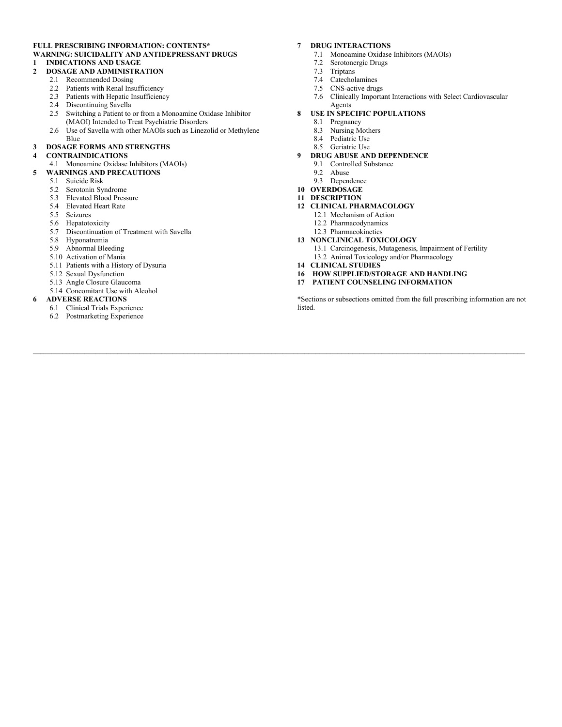**FULL PRESCRIBING INFORMATION: CONTENTS***

**WARNING: SUICIDALITY AND ANTIDEPRESSANT DRUGS**

**1 INDICATIONS AND USAGE**

**2 DOSAGE AND ADMINISTRATION**

- 2.1 Recommended Dosing
- 2.2 Patients with Renal Insufficiency
- 2.3 Patients with Hepatic Insufficiency
- 2.4 Discontinuing Savella
- 2.5 Switching a Patient to or from a Monoamine Oxidase Inhibitor (MAOI) Intended to Treat Psychiatric Disorders
- 2.6 Use of Savella with other MAOIs such as Linezolid or Methylene Blue

**3 DOSAGE FORMS AND STRENGTHS**

**4 CONTRAINDICATIONS**

- 4.1 Monoamine Oxidase Inhibitors (MAOIs)

**5 WARNINGS AND PRECAUTIONS**

- 5.1 Suicide Risk
- 5.2 Serotonin Syndrome
- 5.3 Elevated Blood Pressure
- 5.4 Elevated Heart Rate
- 5.5 Seizures
- 5.6 Hepatotoxicity
- 5.7 Discontinuation of Treatment with Savella
- 5.8 Hyponatremia
- 5.9 Abnormal Bleeding
- 5.10 Activation of Mania
- 5.11 Patients with a History of Dysuria
- 5.12 Sexual Dysfunction
- 5.13 Angle Closure Glaucoma
- 5.14 Concomitant Use with Alcohol

**6 ADVERSE REACTIONS**

- 6.1 Clinical Trials Experience
- 6.2 Postmarketing Experience

**7 DRUG INTERACTIONS**

- 7.1 Monoamine Oxidase Inhibitors (MAOIs)
- 7.2 Serotonergic Drugs
- 7.3 Triptans
- 7.4 Catecholamines
- 7.5 CNS-active drugs
- 7.6 Clinically Important Interactions with Select Cardiovascular Agents

**8 USE IN SPECIFIC POPULATIONS**

- 8.1 Pregnancy
- 8.3 Nursing Mothers
- 8.4 Pediatric Use
- 8.5 Geriatric Use

**9 DRUG ABUSE AND DEPENDENCE**

- 9.1 Controlled Substance
- 9.2 Abuse
- 9.3 Dependence

**10 OVERDOSAGE**

**11 DESCRIPTION**

**12 CLINICAL PHARMACOLOGY**

- 12.1 Mechanism of Action
- 12.2 Pharmacodynamics
- 12.3 Pharmacokinetics

**13 NONCLINICAL TOXICOLOGY**

- 13.1 Carcinogenesis, Mutagenesis, Impairment of Fertility
- 13.2 Animal Toxicology and/or Pharmacology

**14 CLINICAL STUDIES**

**16 HOW SUPPLIED/STORAGE AND HANDLING**

**17 PATIENT COUNSELING INFORMATION**

*Sections or subsections omitted from the full prescribing information are not listed.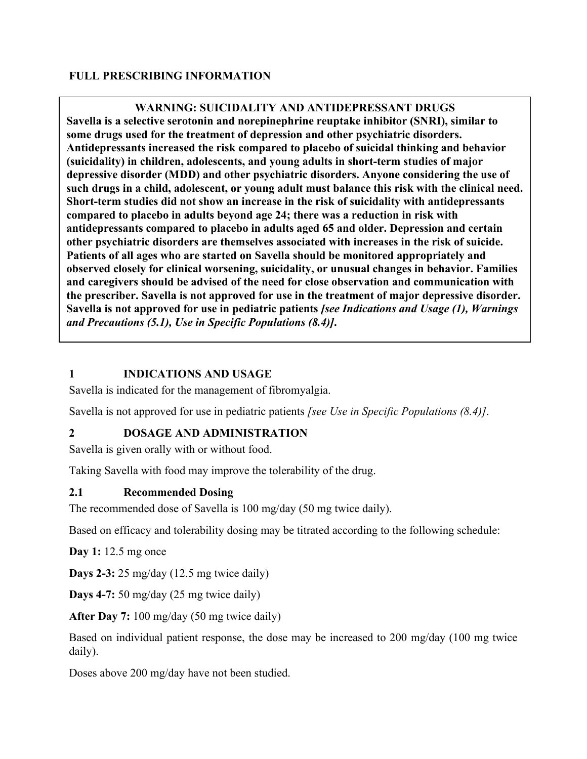# FULL PRESCRIBING INFORMATION

> **WARNING: SUICIDALITY AND ANTIDEPRESSANT DRUGS**
>
> **Savella is a selective serotonin and norepinephrine reuptake inhibitor (SNRI), similar to some drugs used for the treatment of depression and other psychiatric disorders. Antidepressants increased the risk compared to placebo of suicidal thinking and behavior (suicidality) in children, adolescents, and young adults in short-term studies of major depressive disorder (MDD) and other psychiatric disorders. Anyone considering the use of such drugs in a child, adolescent, or young adult must balance this risk with the clinical need. Short-term studies did not show an increase in the risk of suicidality with antidepressants compared to placebo in adults beyond age 24; there was a reduction in risk with antidepressants compared to placebo in adults aged 65 and older. Depression and certain other psychiatric disorders are themselves associated with increases in the risk of suicide. Patients of all ages who are started on Savella should be monitored appropriately and observed closely for clinical worsening, suicidality, or unusual changes in behavior. Families and caregivers should be advised of the need for close observation and communication with the prescriber. Savella is not approved for use in the treatment of major depressive disorder. Savella is not approved for use in pediatric patients *[see Indications and Usage (1), Warnings and Precautions (5.1), Use in Specific Populations (8.4)]*.**

## 1 INDICATIONS AND USAGE

Savella is indicated for the management of fibromyalgia.

Savella is not approved for use in pediatric patients *[see Use in Specific Populations (8.4)]*.

## 2 DOSAGE AND ADMINISTRATION

Savella is given orally with or without food.

Taking Savella with food may improve the tolerability of the drug.

### 2.1 Recommended Dosing

The recommended dose of Savella is 100 mg/day (50 mg twice daily).

Based on efficacy and tolerability dosing may be titrated according to the following schedule:

**Day 1:** 12.5 mg once

**Days 2-3:** 25 mg/day (12.5 mg twice daily)

**Days 4-7:** 50 mg/day (25 mg twice daily)

**After Day 7:** 100 mg/day (50 mg twice daily)

Based on individual patient response, the dose may be increased to 200 mg/day (100 mg twice daily).

Doses above 200 mg/day have not been studied.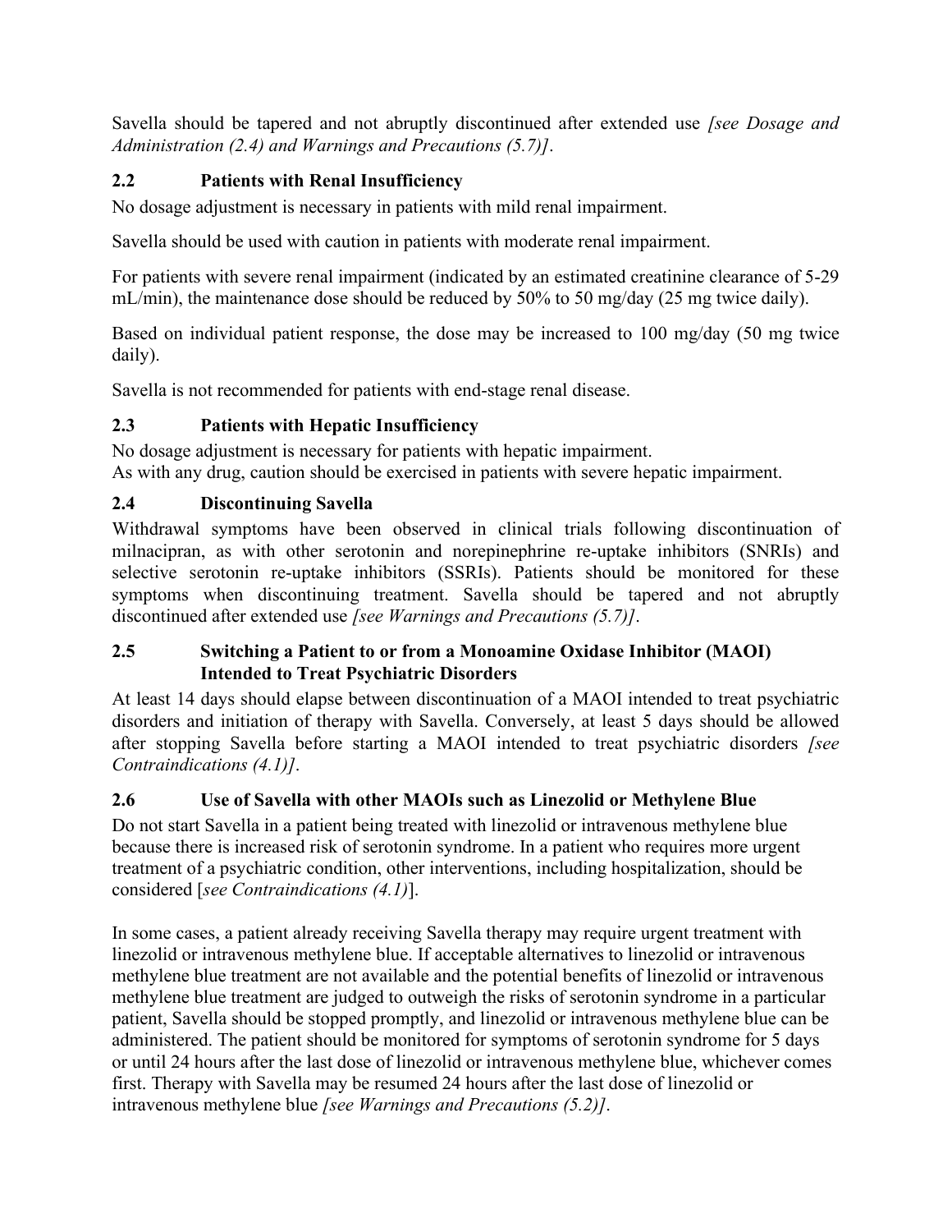Savella should be tapered and not abruptly discontinued after extended use *[see Dosage and Administration (2.4) and Warnings and Precautions (5.7)]*.

### 2.2 Patients with Renal Insufficiency

No dosage adjustment is necessary in patients with mild renal impairment.

Savella should be used with caution in patients with moderate renal impairment.

For patients with severe renal impairment (indicated by an estimated creatinine clearance of 5-29 mL/min), the maintenance dose should be reduced by 50% to 50 mg/day (25 mg twice daily).

Based on individual patient response, the dose may be increased to 100 mg/day (50 mg twice daily).

Savella is not recommended for patients with end-stage renal disease.

### 2.3 Patients with Hepatic Insufficiency

No dosage adjustment is necessary for patients with hepatic impairment.
As with any drug, caution should be exercised in patients with severe hepatic impairment.

### 2.4 Discontinuing Savella

Withdrawal symptoms have been observed in clinical trials following discontinuation of milnacipran, as with other serotonin and norepinephrine re-uptake inhibitors (SNRIs) and selective serotonin re-uptake inhibitors (SSRIs). Patients should be monitored for these symptoms when discontinuing treatment. Savella should be tapered and not abruptly discontinued after extended use *[see Warnings and Precautions (5.7)]*.

### 2.5 Switching a Patient to or from a Monoamine Oxidase Inhibitor (MAOI) Intended to Treat Psychiatric Disorders

At least 14 days should elapse between discontinuation of a MAOI intended to treat psychiatric disorders and initiation of therapy with Savella. Conversely, at least 5 days should be allowed after stopping Savella before starting a MAOI intended to treat psychiatric disorders *[see Contraindications (4.1)]*.

### 2.6 Use of Savella with other MAOIs such as Linezolid or Methylene Blue

Do not start Savella in a patient being treated with linezolid or intravenous methylene blue because there is increased risk of serotonin syndrome. In a patient who requires more urgent treatment of a psychiatric condition, other interventions, including hospitalization, should be considered [*see Contraindications (4.1)*].

In some cases, a patient already receiving Savella therapy may require urgent treatment with linezolid or intravenous methylene blue. If acceptable alternatives to linezolid or intravenous methylene blue treatment are not available and the potential benefits of linezolid or intravenous methylene blue treatment are judged to outweigh the risks of serotonin syndrome in a particular patient, Savella should be stopped promptly, and linezolid or intravenous methylene blue can be administered. The patient should be monitored for symptoms of serotonin syndrome for 5 days or until 24 hours after the last dose of linezolid or intravenous methylene blue, whichever comes first. Therapy with Savella may be resumed 24 hours after the last dose of linezolid or intravenous methylene blue *[see Warnings and Precautions (5.2)]*.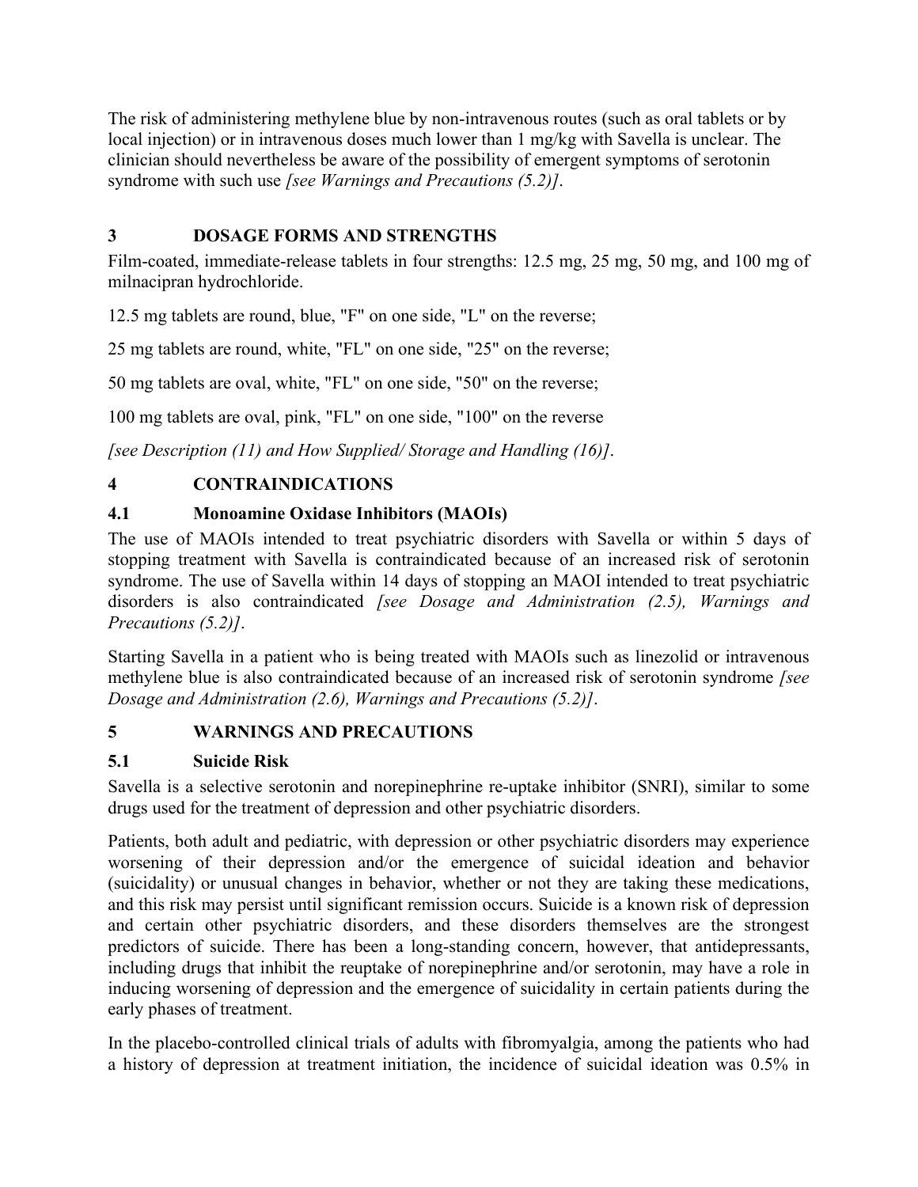The risk of administering methylene blue by non-intravenous routes (such as oral tablets or by local injection) or in intravenous doses much lower than 1 mg/kg with Savella is unclear. The clinician should nevertheless be aware of the possibility of emergent symptoms of serotonin syndrome with such use *[see Warnings and Precautions (5.2)]*.

## 3 DOSAGE FORMS AND STRENGTHS

Film-coated, immediate-release tablets in four strengths: 12.5 mg, 25 mg, 50 mg, and 100 mg of milnacipran hydrochloride.

12.5 mg tablets are round, blue, "F" on one side, "L" on the reverse;

25 mg tablets are round, white, "FL" on one side, "25" on the reverse;

50 mg tablets are oval, white, "FL" on one side, "50" on the reverse;

100 mg tablets are oval, pink, "FL" on one side, "100" on the reverse

*[see Description (11) and How Supplied/ Storage and Handling (16)]*.

## 4 CONTRAINDICATIONS

### 4.1 Monoamine Oxidase Inhibitors (MAOIs)

The use of MAOIs intended to treat psychiatric disorders with Savella or within 5 days of stopping treatment with Savella is contraindicated because of an increased risk of serotonin syndrome. The use of Savella within 14 days of stopping an MAOI intended to treat psychiatric disorders is also contraindicated *[see Dosage and Administration (2.5), Warnings and Precautions (5.2)]*.

Starting Savella in a patient who is being treated with MAOIs such as linezolid or intravenous methylene blue is also contraindicated because of an increased risk of serotonin syndrome *[see Dosage and Administration (2.6), Warnings and Precautions (5.2)]*.

## 5 WARNINGS AND PRECAUTIONS

### 5.1 Suicide Risk

Savella is a selective serotonin and norepinephrine re-uptake inhibitor (SNRI), similar to some drugs used for the treatment of depression and other psychiatric disorders.

Patients, both adult and pediatric, with depression or other psychiatric disorders may experience worsening of their depression and/or the emergence of suicidal ideation and behavior (suicidality) or unusual changes in behavior, whether or not they are taking these medications, and this risk may persist until significant remission occurs. Suicide is a known risk of depression and certain other psychiatric disorders, and these disorders themselves are the strongest predictors of suicide. There has been a long-standing concern, however, that antidepressants, including drugs that inhibit the reuptake of norepinephrine and/or serotonin, may have a role in inducing worsening of depression and the emergence of suicidality in certain patients during the early phases of treatment.

In the placebo-controlled clinical trials of adults with fibromyalgia, among the patients who had a history of depression at treatment initiation, the incidence of suicidal ideation was 0.5% in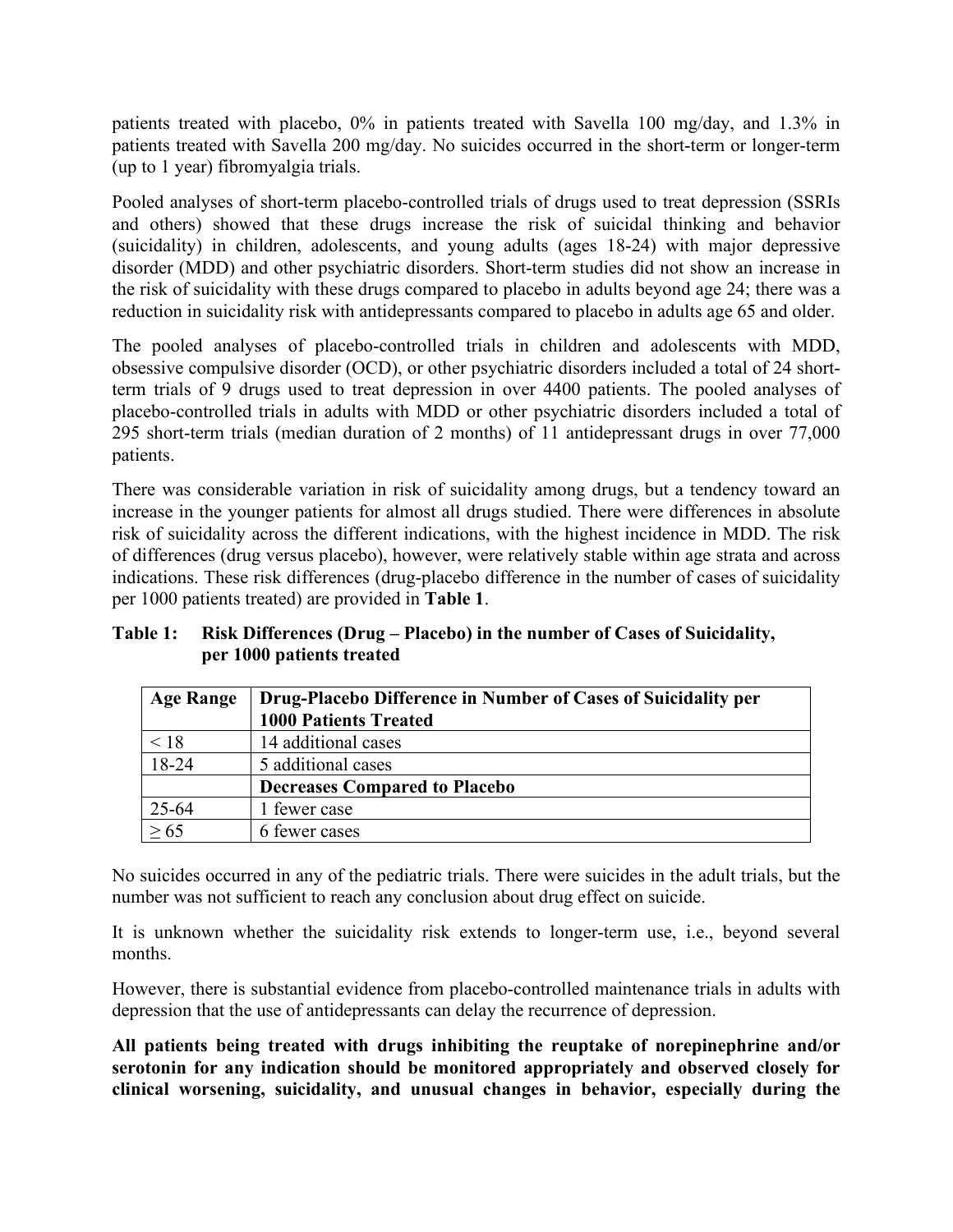patients treated with placebo, 0% in patients treated with Savella 100 mg/day, and 1.3% in patients treated with Savella 200 mg/day. No suicides occurred in the short-term or longer-term (up to 1 year) fibromyalgia trials.

Pooled analyses of short-term placebo-controlled trials of drugs used to treat depression (SSRIs and others) showed that these drugs increase the risk of suicidal thinking and behavior (suicidality) in children, adolescents, and young adults (ages 18-24) with major depressive disorder (MDD) and other psychiatric disorders. Short-term studies did not show an increase in the risk of suicidality with these drugs compared to placebo in adults beyond age 24; there was a reduction in suicidality risk with antidepressants compared to placebo in adults age 65 and older.

The pooled analyses of placebo-controlled trials in children and adolescents with MDD, obsessive compulsive disorder (OCD), or other psychiatric disorders included a total of 24 short-term trials of 9 drugs used to treat depression in over 4400 patients. The pooled analyses of placebo-controlled trials in adults with MDD or other psychiatric disorders included a total of 295 short-term trials (median duration of 2 months) of 11 antidepressant drugs in over 77,000 patients.

There was considerable variation in risk of suicidality among drugs, but a tendency toward an increase in the younger patients for almost all drugs studied. There were differences in absolute risk of suicidality across the different indications, with the highest incidence in MDD. The risk of differences (drug versus placebo), however, were relatively stable within age strata and across indications. These risk differences (drug-placebo difference in the number of cases of suicidality per 1000 patients treated) are provided in **Table 1**.

**Table 1: Risk Differences (Drug – Placebo) in the number of Cases of Suicidality, per 1000 patients treated**

| Age Range | Drug-Placebo Difference in Number of Cases of Suicidality per 1000 Patients Treated |
|---|---|
| < 18 | 14 additional cases |
| 18-24 | 5 additional cases |
| | **Decreases Compared to Placebo** |
| 25-64 | 1 fewer case |
| ≥ 65 | 6 fewer cases |

No suicides occurred in any of the pediatric trials. There were suicides in the adult trials, but the number was not sufficient to reach any conclusion about drug effect on suicide.

It is unknown whether the suicidality risk extends to longer-term use, i.e., beyond several months.

However, there is substantial evidence from placebo-controlled maintenance trials in adults with depression that the use of antidepressants can delay the recurrence of depression.

**All patients being treated with drugs inhibiting the reuptake of norepinephrine and/or serotonin for any indication should be monitored appropriately and observed closely for clinical worsening, suicidality, and unusual changes in behavior, especially during the**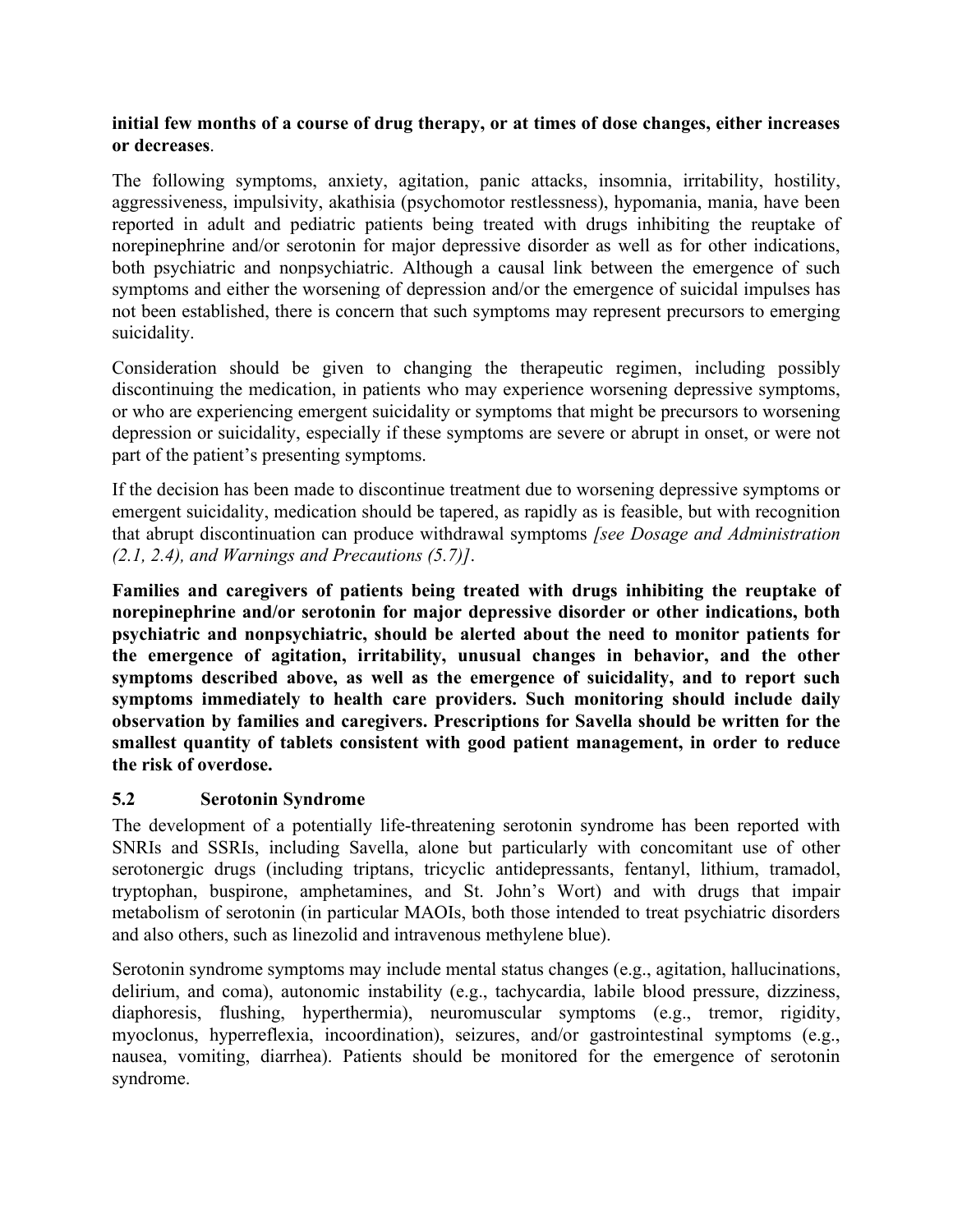**initial few months of a course of drug therapy, or at times of dose changes, either increases or decreases**.

The following symptoms, anxiety, agitation, panic attacks, insomnia, irritability, hostility, aggressiveness, impulsivity, akathisia (psychomotor restlessness), hypomania, mania, have been reported in adult and pediatric patients being treated with drugs inhibiting the reuptake of norepinephrine and/or serotonin for major depressive disorder as well as for other indications, both psychiatric and nonpsychiatric. Although a causal link between the emergence of such symptoms and either the worsening of depression and/or the emergence of suicidal impulses has not been established, there is concern that such symptoms may represent precursors to emerging suicidality.

Consideration should be given to changing the therapeutic regimen, including possibly discontinuing the medication, in patients who may experience worsening depressive symptoms, or who are experiencing emergent suicidality or symptoms that might be precursors to worsening depression or suicidality, especially if these symptoms are severe or abrupt in onset, or were not part of the patient's presenting symptoms.

If the decision has been made to discontinue treatment due to worsening depressive symptoms or emergent suicidality, medication should be tapered, as rapidly as is feasible, but with recognition that abrupt discontinuation can produce withdrawal symptoms *[see Dosage and Administration (2.1, 2.4), and Warnings and Precautions (5.7)]*.

**Families and caregivers of patients being treated with drugs inhibiting the reuptake of norepinephrine and/or serotonin for major depressive disorder or other indications, both psychiatric and nonpsychiatric, should be alerted about the need to monitor patients for the emergence of agitation, irritability, unusual changes in behavior, and the other symptoms described above, as well as the emergence of suicidality, and to report such symptoms immediately to health care providers. Such monitoring should include daily observation by families and caregivers. Prescriptions for Savella should be written for the smallest quantity of tablets consistent with good patient management, in order to reduce the risk of overdose.**

### 5.2 Serotonin Syndrome

The development of a potentially life-threatening serotonin syndrome has been reported with SNRIs and SSRIs, including Savella, alone but particularly with concomitant use of other serotonergic drugs (including triptans, tricyclic antidepressants, fentanyl, lithium, tramadol, tryptophan, buspirone, amphetamines, and St. John's Wort) and with drugs that impair metabolism of serotonin (in particular MAOIs, both those intended to treat psychiatric disorders and also others, such as linezolid and intravenous methylene blue).

Serotonin syndrome symptoms may include mental status changes (e.g., agitation, hallucinations, delirium, and coma), autonomic instability (e.g., tachycardia, labile blood pressure, dizziness, diaphoresis, flushing, hyperthermia), neuromuscular symptoms (e.g., tremor, rigidity, myoclonus, hyperreflexia, incoordination), seizures, and/or gastrointestinal symptoms (e.g., nausea, vomiting, diarrhea). Patients should be monitored for the emergence of serotonin syndrome.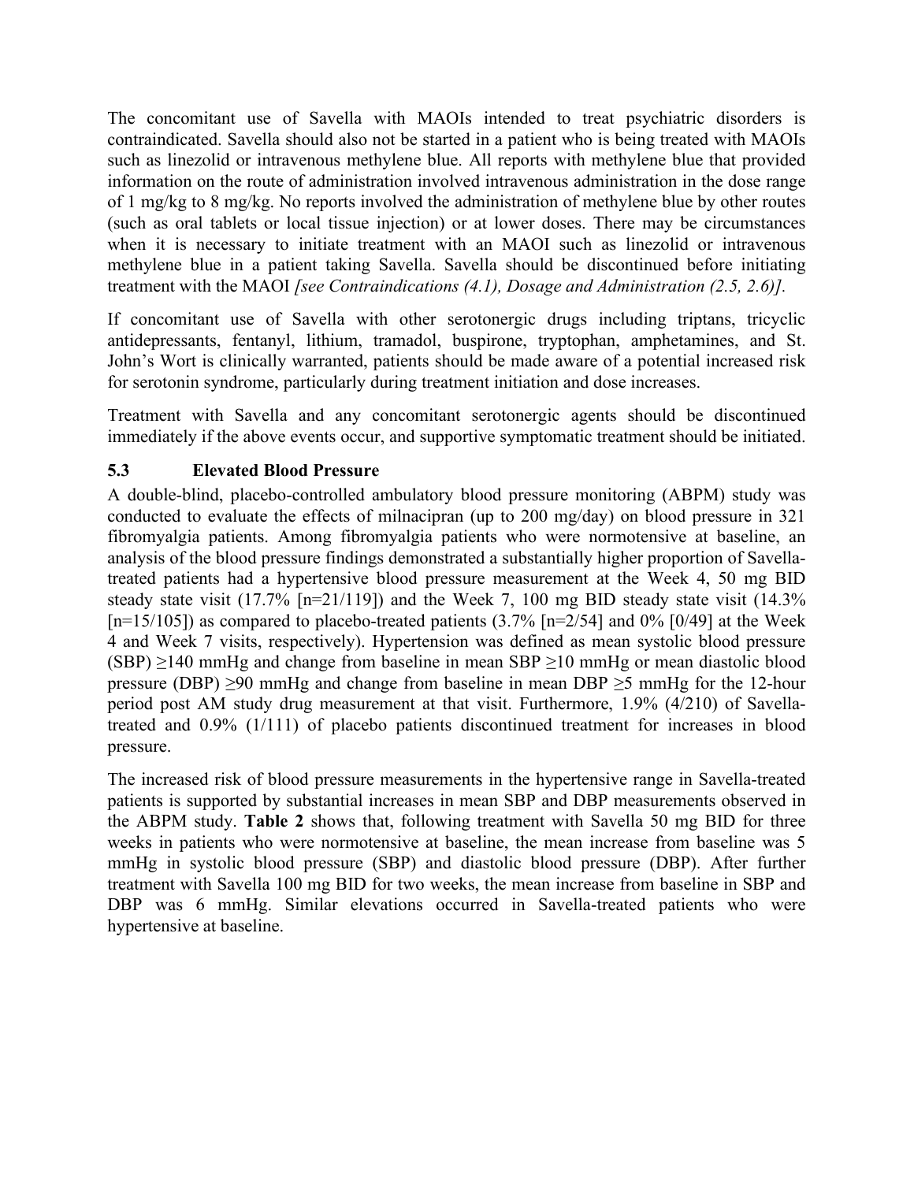The concomitant use of Savella with MAOIs intended to treat psychiatric disorders is contraindicated. Savella should also not be started in a patient who is being treated with MAOIs such as linezolid or intravenous methylene blue. All reports with methylene blue that provided information on the route of administration involved intravenous administration in the dose range of 1 mg/kg to 8 mg/kg. No reports involved the administration of methylene blue by other routes (such as oral tablets or local tissue injection) or at lower doses. There may be circumstances when it is necessary to initiate treatment with an MAOI such as linezolid or intravenous methylene blue in a patient taking Savella. Savella should be discontinued before initiating treatment with the MAOI *[see Contraindications (4.1), Dosage and Administration (2.5, 2.6)].*

If concomitant use of Savella with other serotonergic drugs including triptans, tricyclic antidepressants, fentanyl, lithium, tramadol, buspirone, tryptophan, amphetamines, and St. John's Wort is clinically warranted, patients should be made aware of a potential increased risk for serotonin syndrome, particularly during treatment initiation and dose increases.

Treatment with Savella and any concomitant serotonergic agents should be discontinued immediately if the above events occur, and supportive symptomatic treatment should be initiated.

### 5.3 Elevated Blood Pressure

A double-blind, placebo-controlled ambulatory blood pressure monitoring (ABPM) study was conducted to evaluate the effects of milnacipran (up to 200 mg/day) on blood pressure in 321 fibromyalgia patients. Among fibromyalgia patients who were normotensive at baseline, an analysis of the blood pressure findings demonstrated a substantially higher proportion of Savella-treated patients had a hypertensive blood pressure measurement at the Week 4, 50 mg BID steady state visit (17.7% [n=21/119]) and the Week 7, 100 mg BID steady state visit (14.3% [n=15/105]) as compared to placebo-treated patients (3.7% [n=2/54] and 0% [0/49] at the Week 4 and Week 7 visits, respectively). Hypertension was defined as mean systolic blood pressure (SBP) ≥140 mmHg and change from baseline in mean SBP ≥10 mmHg or mean diastolic blood pressure (DBP) ≥90 mmHg and change from baseline in mean DBP ≥5 mmHg for the 12-hour period post AM study drug measurement at that visit. Furthermore, 1.9% (4/210) of Savella-treated and 0.9% (1/111) of placebo patients discontinued treatment for increases in blood pressure.

The increased risk of blood pressure measurements in the hypertensive range in Savella-treated patients is supported by substantial increases in mean SBP and DBP measurements observed in the ABPM study. **Table 2** shows that, following treatment with Savella 50 mg BID for three weeks in patients who were normotensive at baseline, the mean increase from baseline was 5 mmHg in systolic blood pressure (SBP) and diastolic blood pressure (DBP). After further treatment with Savella 100 mg BID for two weeks, the mean increase from baseline in SBP and DBP was 6 mmHg. Similar elevations occurred in Savella-treated patients who were hypertensive at baseline.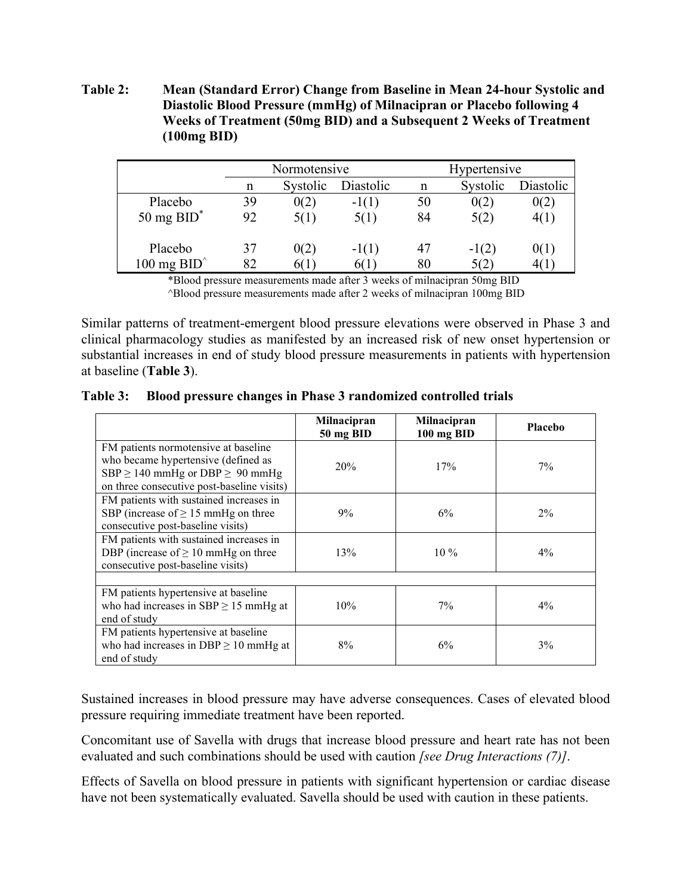**Table 2: Mean (Standard Error) Change from Baseline in Mean 24-hour Systolic and Diastolic Blood Pressure (mmHg) of Milnacipran or Placebo following 4 Weeks of Treatment (50mg BID) and a Subsequent 2 Weeks of Treatment (100mg BID)**

| | Normotensive | | | Hypertensive | | |
|---|---|---|---|---|---|---|
| | n | Systolic | Diastolic | n | Systolic | Diastolic |
| Placebo | 39 | 0(2) | -1(1) | 50 | 0(2) | 0(2) |
| 50 mg BID* | 92 | 5(1) | 5(1) | 84 | 5(2) | 4(1) |
| Placebo | 37 | 0(2) | -1(1) | 47 | -1(2) | 0(1) |
| 100 mg BID^ | 82 | 6(1) | 6(1) | 80 | 5(2) | 4(1) |

*Blood pressure measurements made after 3 weeks of milnacipran 50mg BID
^Blood pressure measurements made after 2 weeks of milnacipran 100mg BID

Similar patterns of treatment-emergent blood pressure elevations were observed in Phase 3 and clinical pharmacology studies as manifested by an increased risk of new onset hypertension or substantial increases in end of study blood pressure measurements in patients with hypertension at baseline (**Table 3**).

**Table 3: Blood pressure changes in Phase 3 randomized controlled trials**

| | Milnacipran 50 mg BID | Milnacipran 100 mg BID | Placebo |
|---|---|---|---|
| FM patients normotensive at baseline who became hypertensive (defined as SBP ≥ 140 mmHg or DBP ≥ 90 mmHg on three consecutive post-baseline visits) | 20% | 17% | 7% |
| FM patients with sustained increases in SBP (increase of ≥ 15 mmHg on three consecutive post-baseline visits) | 9% | 6% | 2% |
| FM patients with sustained increases in DBP (increase of ≥ 10 mmHg on three consecutive post-baseline visits) | 13% | 10 % | 4% |
| | | | |
| FM patients hypertensive at baseline who had increases in SBP ≥ 15 mmHg at end of study | 10% | 7% | 4% |
| FM patients hypertensive at baseline who had increases in DBP ≥ 10 mmHg at end of study | 8% | 6% | 3% |

Sustained increases in blood pressure may have adverse consequences. Cases of elevated blood pressure requiring immediate treatment have been reported.

Concomitant use of Savella with drugs that increase blood pressure and heart rate has not been evaluated and such combinations should be used with caution *[see Drug Interactions (7)]*.

Effects of Savella on blood pressure in patients with significant hypertension or cardiac disease have not been systematically evaluated. Savella should be used with caution in these patients.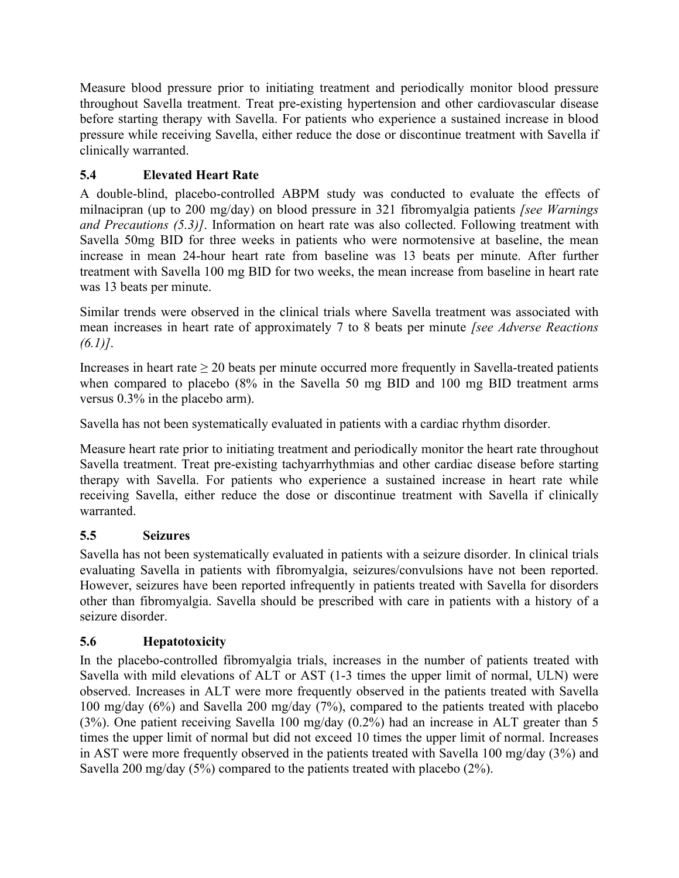Measure blood pressure prior to initiating treatment and periodically monitor blood pressure throughout Savella treatment. Treat pre-existing hypertension and other cardiovascular disease before starting therapy with Savella. For patients who experience a sustained increase in blood pressure while receiving Savella, either reduce the dose or discontinue treatment with Savella if clinically warranted.

### 5.4 Elevated Heart Rate

A double-blind, placebo-controlled ABPM study was conducted to evaluate the effects of milnacipran (up to 200 mg/day) on blood pressure in 321 fibromyalgia patients *[see Warnings and Precautions (5.3)]*. Information on heart rate was also collected. Following treatment with Savella 50mg BID for three weeks in patients who were normotensive at baseline, the mean increase in mean 24-hour heart rate from baseline was 13 beats per minute. After further treatment with Savella 100 mg BID for two weeks, the mean increase from baseline in heart rate was 13 beats per minute.

Similar trends were observed in the clinical trials where Savella treatment was associated with mean increases in heart rate of approximately 7 to 8 beats per minute *[see Adverse Reactions (6.1)]*.

Increases in heart rate ≥ 20 beats per minute occurred more frequently in Savella-treated patients when compared to placebo (8% in the Savella 50 mg BID and 100 mg BID treatment arms versus 0.3% in the placebo arm).

Savella has not been systematically evaluated in patients with a cardiac rhythm disorder.

Measure heart rate prior to initiating treatment and periodically monitor the heart rate throughout Savella treatment. Treat pre-existing tachyarrhythmias and other cardiac disease before starting therapy with Savella. For patients who experience a sustained increase in heart rate while receiving Savella, either reduce the dose or discontinue treatment with Savella if clinically warranted.

### 5.5 Seizures

Savella has not been systematically evaluated in patients with a seizure disorder. In clinical trials evaluating Savella in patients with fibromyalgia, seizures/convulsions have not been reported. However, seizures have been reported infrequently in patients treated with Savella for disorders other than fibromyalgia. Savella should be prescribed with care in patients with a history of a seizure disorder.

### 5.6 Hepatotoxicity

In the placebo-controlled fibromyalgia trials, increases in the number of patients treated with Savella with mild elevations of ALT or AST (1-3 times the upper limit of normal, ULN) were observed. Increases in ALT were more frequently observed in the patients treated with Savella 100 mg/day (6%) and Savella 200 mg/day (7%), compared to the patients treated with placebo (3%). One patient receiving Savella 100 mg/day (0.2%) had an increase in ALT greater than 5 times the upper limit of normal but did not exceed 10 times the upper limit of normal. Increases in AST were more frequently observed in the patients treated with Savella 100 mg/day (3%) and Savella 200 mg/day (5%) compared to the patients treated with placebo (2%).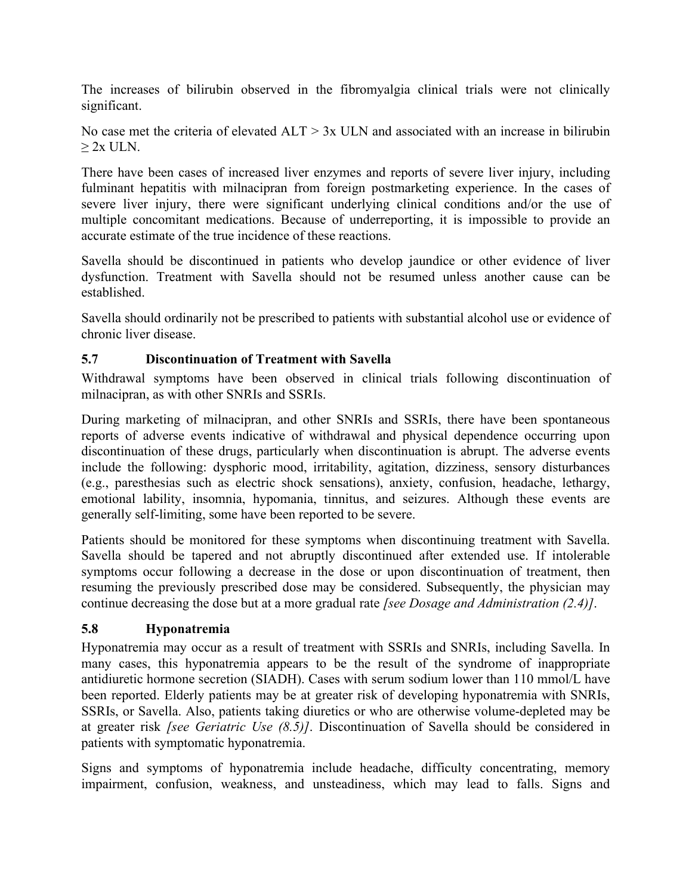The increases of bilirubin observed in the fibromyalgia clinical trials were not clinically significant.

No case met the criteria of elevated ALT > 3x ULN and associated with an increase in bilirubin ≥ 2x ULN.

There have been cases of increased liver enzymes and reports of severe liver injury, including fulminant hepatitis with milnacipran from foreign postmarketing experience. In the cases of severe liver injury, there were significant underlying clinical conditions and/or the use of multiple concomitant medications. Because of underreporting, it is impossible to provide an accurate estimate of the true incidence of these reactions.

Savella should be discontinued in patients who develop jaundice or other evidence of liver dysfunction. Treatment with Savella should not be resumed unless another cause can be established.

Savella should ordinarily not be prescribed to patients with substantial alcohol use or evidence of chronic liver disease.

### 5.7 Discontinuation of Treatment with Savella

Withdrawal symptoms have been observed in clinical trials following discontinuation of milnacipran, as with other SNRIs and SSRIs.

During marketing of milnacipran, and other SNRIs and SSRIs, there have been spontaneous reports of adverse events indicative of withdrawal and physical dependence occurring upon discontinuation of these drugs, particularly when discontinuation is abrupt. The adverse events include the following: dysphoric mood, irritability, agitation, dizziness, sensory disturbances (e.g., paresthesias such as electric shock sensations), anxiety, confusion, headache, lethargy, emotional lability, insomnia, hypomania, tinnitus, and seizures. Although these events are generally self-limiting, some have been reported to be severe.

Patients should be monitored for these symptoms when discontinuing treatment with Savella. Savella should be tapered and not abruptly discontinued after extended use. If intolerable symptoms occur following a decrease in the dose or upon discontinuation of treatment, then resuming the previously prescribed dose may be considered. Subsequently, the physician may continue decreasing the dose but at a more gradual rate *[see Dosage and Administration (2.4)]*.

### 5.8 Hyponatremia

Hyponatremia may occur as a result of treatment with SSRIs and SNRIs, including Savella. In many cases, this hyponatremia appears to be the result of the syndrome of inappropriate antidiuretic hormone secretion (SIADH). Cases with serum sodium lower than 110 mmol/L have been reported. Elderly patients may be at greater risk of developing hyponatremia with SNRIs, SSRIs, or Savella. Also, patients taking diuretics or who are otherwise volume-depleted may be at greater risk *[see Geriatric Use (8.5)]*. Discontinuation of Savella should be considered in patients with symptomatic hyponatremia.

Signs and symptoms of hyponatremia include headache, difficulty concentrating, memory impairment, confusion, weakness, and unsteadiness, which may lead to falls. Signs and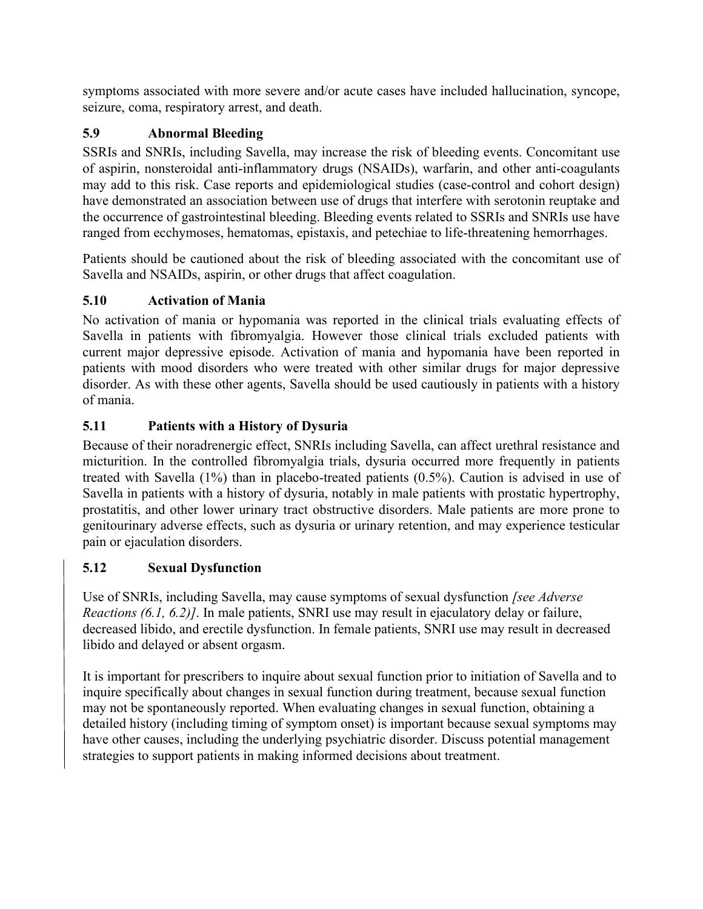symptoms associated with more severe and/or acute cases have included hallucination, syncope, seizure, coma, respiratory arrest, and death.

### 5.9 Abnormal Bleeding

SSRIs and SNRIs, including Savella, may increase the risk of bleeding events. Concomitant use of aspirin, nonsteroidal anti-inflammatory drugs (NSAIDs), warfarin, and other anti-coagulants may add to this risk. Case reports and epidemiological studies (case-control and cohort design) have demonstrated an association between use of drugs that interfere with serotonin reuptake and the occurrence of gastrointestinal bleeding. Bleeding events related to SSRIs and SNRIs use have ranged from ecchymoses, hematomas, epistaxis, and petechiae to life-threatening hemorrhages.

Patients should be cautioned about the risk of bleeding associated with the concomitant use of Savella and NSAIDs, aspirin, or other drugs that affect coagulation.

### 5.10 Activation of Mania

No activation of mania or hypomania was reported in the clinical trials evaluating effects of Savella in patients with fibromyalgia. However those clinical trials excluded patients with current major depressive episode. Activation of mania and hypomania have been reported in patients with mood disorders who were treated with other similar drugs for major depressive disorder. As with these other agents, Savella should be used cautiously in patients with a history of mania.

### 5.11 Patients with a History of Dysuria

Because of their noradrenergic effect, SNRIs including Savella, can affect urethral resistance and micturition. In the controlled fibromyalgia trials, dysuria occurred more frequently in patients treated with Savella (1%) than in placebo-treated patients (0.5%). Caution is advised in use of Savella in patients with a history of dysuria, notably in male patients with prostatic hypertrophy, prostatitis, and other lower urinary tract obstructive disorders. Male patients are more prone to genitourinary adverse effects, such as dysuria or urinary retention, and may experience testicular pain or ejaculation disorders.

### 5.12 Sexual Dysfunction

Use of SNRIs, including Savella, may cause symptoms of sexual dysfunction *[see Adverse Reactions (6.1, 6.2)]*. In male patients, SNRI use may result in ejaculatory delay or failure, decreased libido, and erectile dysfunction. In female patients, SNRI use may result in decreased libido and delayed or absent orgasm.

It is important for prescribers to inquire about sexual function prior to initiation of Savella and to inquire specifically about changes in sexual function during treatment, because sexual function may not be spontaneously reported. When evaluating changes in sexual function, obtaining a detailed history (including timing of symptom onset) is important because sexual symptoms may have other causes, including the underlying psychiatric disorder. Discuss potential management strategies to support patients in making informed decisions about treatment.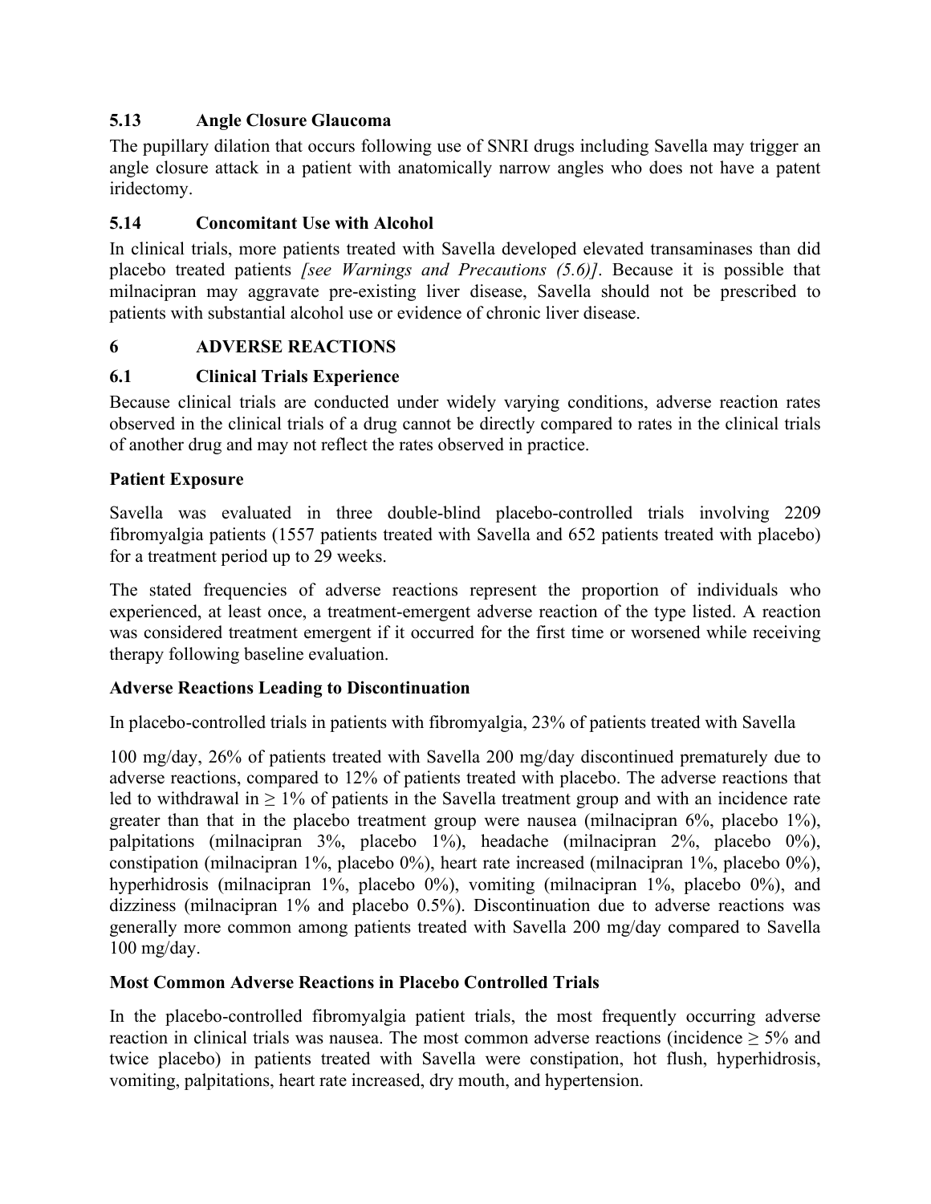### 5.13 Angle Closure Glaucoma

The pupillary dilation that occurs following use of SNRI drugs including Savella may trigger an angle closure attack in a patient with anatomically narrow angles who does not have a patent iridectomy.

### 5.14 Concomitant Use with Alcohol

In clinical trials, more patients treated with Savella developed elevated transaminases than did placebo treated patients *[see Warnings and Precautions (5.6)]*. Because it is possible that milnacipran may aggravate pre-existing liver disease, Savella should not be prescribed to patients with substantial alcohol use or evidence of chronic liver disease.

## 6 ADVERSE REACTIONS

### 6.1 Clinical Trials Experience

Because clinical trials are conducted under widely varying conditions, adverse reaction rates observed in the clinical trials of a drug cannot be directly compared to rates in the clinical trials of another drug and may not reflect the rates observed in practice.

**Patient Exposure**

Savella was evaluated in three double-blind placebo-controlled trials involving 2209 fibromyalgia patients (1557 patients treated with Savella and 652 patients treated with placebo) for a treatment period up to 29 weeks.

The stated frequencies of adverse reactions represent the proportion of individuals who experienced, at least once, a treatment-emergent adverse reaction of the type listed. A reaction was considered treatment emergent if it occurred for the first time or worsened while receiving therapy following baseline evaluation.

**Adverse Reactions Leading to Discontinuation**

In placebo-controlled trials in patients with fibromyalgia, 23% of patients treated with Savella

100 mg/day, 26% of patients treated with Savella 200 mg/day discontinued prematurely due to adverse reactions, compared to 12% of patients treated with placebo. The adverse reactions that led to withdrawal in ≥ 1% of patients in the Savella treatment group and with an incidence rate greater than that in the placebo treatment group were nausea (milnacipran 6%, placebo 1%), palpitations (milnacipran 3%, placebo 1%), headache (milnacipran 2%, placebo 0%), constipation (milnacipran 1%, placebo 0%), heart rate increased (milnacipran 1%, placebo 0%), hyperhidrosis (milnacipran 1%, placebo 0%), vomiting (milnacipran 1%, placebo 0%), and dizziness (milnacipran 1% and placebo 0.5%). Discontinuation due to adverse reactions was generally more common among patients treated with Savella 200 mg/day compared to Savella 100 mg/day.

**Most Common Adverse Reactions in Placebo Controlled Trials**

In the placebo-controlled fibromyalgia patient trials, the most frequently occurring adverse reaction in clinical trials was nausea. The most common adverse reactions (incidence ≥ 5% and twice placebo) in patients treated with Savella were constipation, hot flush, hyperhidrosis, vomiting, palpitations, heart rate increased, dry mouth, and hypertension.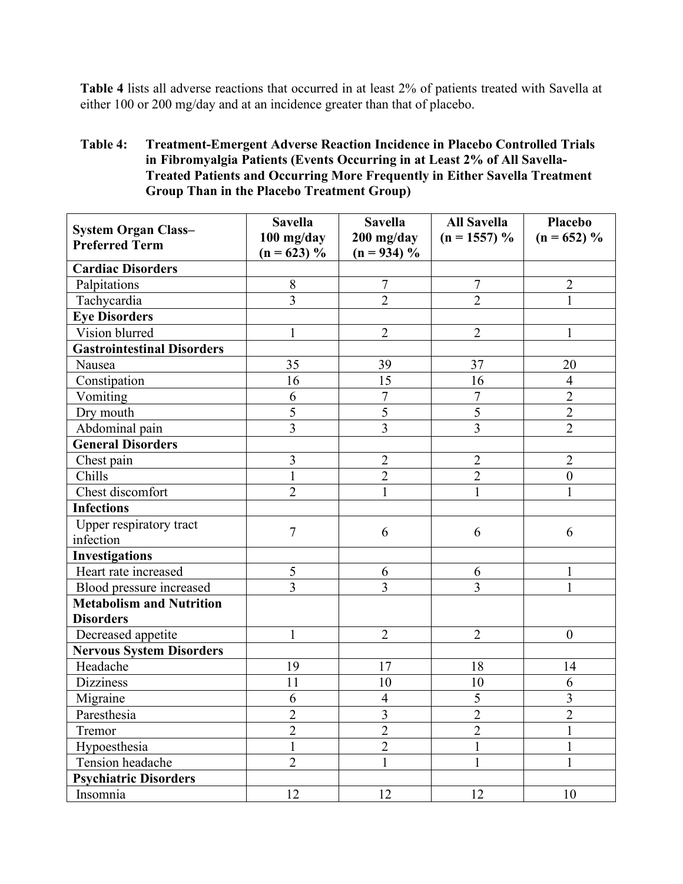**Table 4** lists all adverse reactions that occurred in at least 2% of patients treated with Savella at either 100 or 200 mg/day and at an incidence greater than that of placebo.

**Table 4: Treatment-Emergent Adverse Reaction Incidence in Placebo Controlled Trials in Fibromyalgia Patients (Events Occurring in at Least 2% of All Savella-Treated Patients and Occurring More Frequently in Either Savella Treatment Group Than in the Placebo Treatment Group)**

| System Organ Class– Preferred Term | Savella 100 mg/day (n = 623) % | Savella 200 mg/day (n = 934) % | All Savella (n = 1557) % | Placebo (n = 652) % |
|---|---|---|---|---|
| **Cardiac Disorders** | | | | |
| Palpitations | 8 | 7 | 7 | 2 |
| Tachycardia | 3 | 2 | 2 | 1 |
| **Eye Disorders** | | | | |
| Vision blurred | 1 | 2 | 2 | 1 |
| **Gastrointestinal Disorders** | | | | |
| Nausea | 35 | 39 | 37 | 20 |
| Constipation | 16 | 15 | 16 | 4 |
| Vomiting | 6 | 7 | 7 | 2 |
| Dry mouth | 5 | 5 | 5 | 2 |
| Abdominal pain | 3 | 3 | 3 | 2 |
| **General Disorders** | | | | |
| Chest pain | 3 | 2 | 2 | 2 |
| Chills | 1 | 2 | 2 | 0 |
| Chest discomfort | 2 | 1 | 1 | 1 |
| **Infections** | | | | |
| Upper respiratory tract infection | 7 | 6 | 6 | 6 |
| **Investigations** | | | | |
| Heart rate increased | 5 | 6 | 6 | 1 |
| Blood pressure increased | 3 | 3 | 3 | 1 |
| **Metabolism and Nutrition Disorders** | | | | |
| Decreased appetite | 1 | 2 | 2 | 0 |
| **Nervous System Disorders** | | | | |
| Headache | 19 | 17 | 18 | 14 |
| Dizziness | 11 | 10 | 10 | 6 |
| Migraine | 6 | 4 | 5 | 3 |
| Paresthesia | 2 | 3 | 2 | 2 |
| Tremor | 2 | 2 | 2 | 1 |
| Hypoesthesia | 1 | 2 | 1 | 1 |
| Tension headache | 2 | 1 | 1 | 1 |
| **Psychiatric Disorders** | | | | |
| Insomnia | 12 | 12 | 12 | 10 |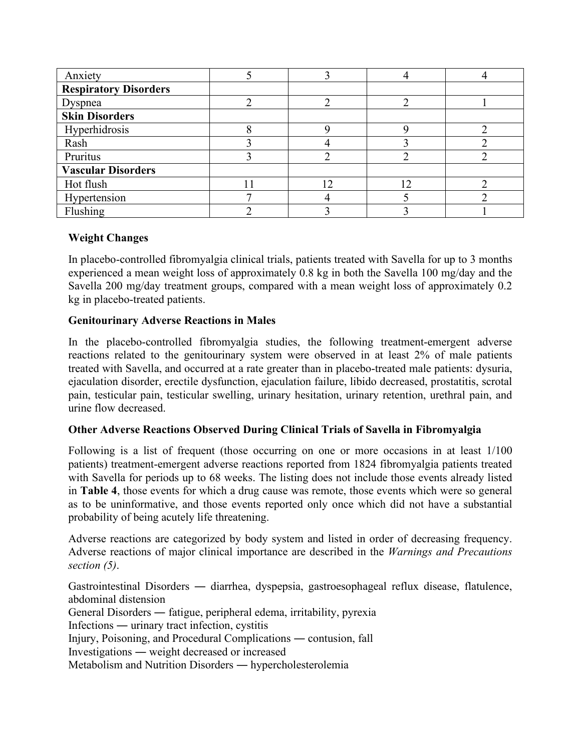| | | | | |
|---|---|---|---|---|
| Anxiety | 5 | 3 | 4 | 4 |
| **Respiratory Disorders** | | | | |
| Dyspnea | 2 | 2 | 2 | 1 |
| **Skin Disorders** | | | | |
| Hyperhidrosis | 8 | 9 | 9 | 2 |
| Rash | 3 | 4 | 3 | 2 |
| Pruritus | 3 | 2 | 2 | 2 |
| **Vascular Disorders** | | | | |
| Hot flush | 11 | 12 | 12 | 2 |
| Hypertension | 7 | 4 | 5 | 2 |
| Flushing | 2 | 3 | 3 | 1 |

**Weight Changes**

In placebo-controlled fibromyalgia clinical trials, patients treated with Savella for up to 3 months experienced a mean weight loss of approximately 0.8 kg in both the Savella 100 mg/day and the Savella 200 mg/day treatment groups, compared with a mean weight loss of approximately 0.2 kg in placebo-treated patients.

**Genitourinary Adverse Reactions in Males**

In the placebo-controlled fibromyalgia studies, the following treatment-emergent adverse reactions related to the genitourinary system were observed in at least 2% of male patients treated with Savella, and occurred at a rate greater than in placebo-treated male patients: dysuria, ejaculation disorder, erectile dysfunction, ejaculation failure, libido decreased, prostatitis, scrotal pain, testicular pain, testicular swelling, urinary hesitation, urinary retention, urethral pain, and urine flow decreased.

**Other Adverse Reactions Observed During Clinical Trials of Savella in Fibromyalgia**

Following is a list of frequent (those occurring on one or more occasions in at least 1/100 patients) treatment-emergent adverse reactions reported from 1824 fibromyalgia patients treated with Savella for periods up to 68 weeks. The listing does not include those events already listed in **Table 4**, those events for which a drug cause was remote, those events which were so general as to be uninformative, and those events reported only once which did not have a substantial probability of being acutely life threatening.

Adverse reactions are categorized by body system and listed in order of decreasing frequency. Adverse reactions of major clinical importance are described in the *Warnings and Precautions section (5)*.

Gastrointestinal Disorders ― diarrhea, dyspepsia, gastroesophageal reflux disease, flatulence, abdominal distension
General Disorders ― fatigue, peripheral edema, irritability, pyrexia
Infections ― urinary tract infection, cystitis
Injury, Poisoning, and Procedural Complications ― contusion, fall
Investigations ― weight decreased or increased
Metabolism and Nutrition Disorders ― hypercholesterolemia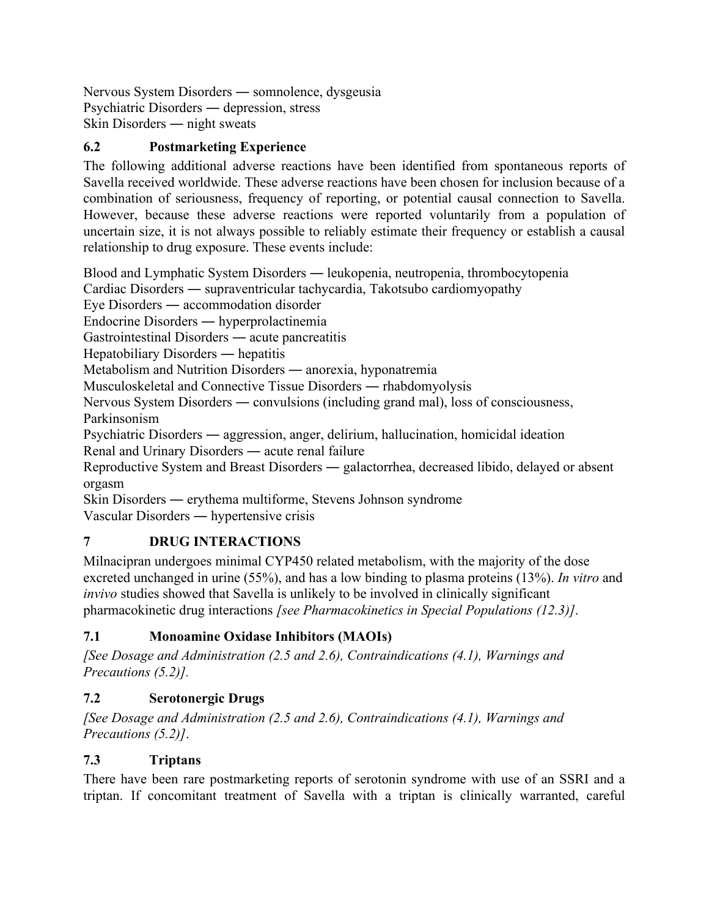Nervous System Disorders — somnolence, dysgeusia
Psychiatric Disorders — depression, stress
Skin Disorders — night sweats

### 6.2 Postmarketing Experience

The following additional adverse reactions have been identified from spontaneous reports of Savella received worldwide. These adverse reactions have been chosen for inclusion because of a combination of seriousness, frequency of reporting, or potential causal connection to Savella. However, because these adverse reactions were reported voluntarily from a population of uncertain size, it is not always possible to reliably estimate their frequency or establish a causal relationship to drug exposure. These events include:

Blood and Lymphatic System Disorders — leukopenia, neutropenia, thrombocytopenia
Cardiac Disorders — supraventricular tachycardia, Takotsubo cardiomyopathy
Eye Disorders — accommodation disorder
Endocrine Disorders — hyperprolactinemia
Gastrointestinal Disorders — acute pancreatitis
Hepatobiliary Disorders — hepatitis
Metabolism and Nutrition Disorders — anorexia, hyponatremia
Musculoskeletal and Connective Tissue Disorders — rhabdomyolysis
Nervous System Disorders — convulsions (including grand mal), loss of consciousness, Parkinsonism
Psychiatric Disorders — aggression, anger, delirium, hallucination, homicidal ideation
Renal and Urinary Disorders — acute renal failure
Reproductive System and Breast Disorders — galactorrhea, decreased libido, delayed or absent orgasm
Skin Disorders — erythema multiforme, Stevens Johnson syndrome
Vascular Disorders — hypertensive crisis

## 7 DRUG INTERACTIONS

Milnacipran undergoes minimal CYP450 related metabolism, with the majority of the dose excreted unchanged in urine (55%), and has a low binding to plasma proteins (13%). *In vitro* and *invivo* studies showed that Savella is unlikely to be involved in clinically significant pharmacokinetic drug interactions *[see Pharmacokinetics in Special Populations (12.3)]*.

### 7.1 Monoamine Oxidase Inhibitors (MAOIs)

*[See Dosage and Administration (2.5 and 2.6), Contraindications (4.1), Warnings and Precautions (5.2)].*

### 7.2 Serotonergic Drugs

*[See Dosage and Administration (2.5 and 2.6), Contraindications (4.1), Warnings and Precautions (5.2)]*.

### 7.3 Triptans

There have been rare postmarketing reports of serotonin syndrome with use of an SSRI and a triptan. If concomitant treatment of Savella with a triptan is clinically warranted, careful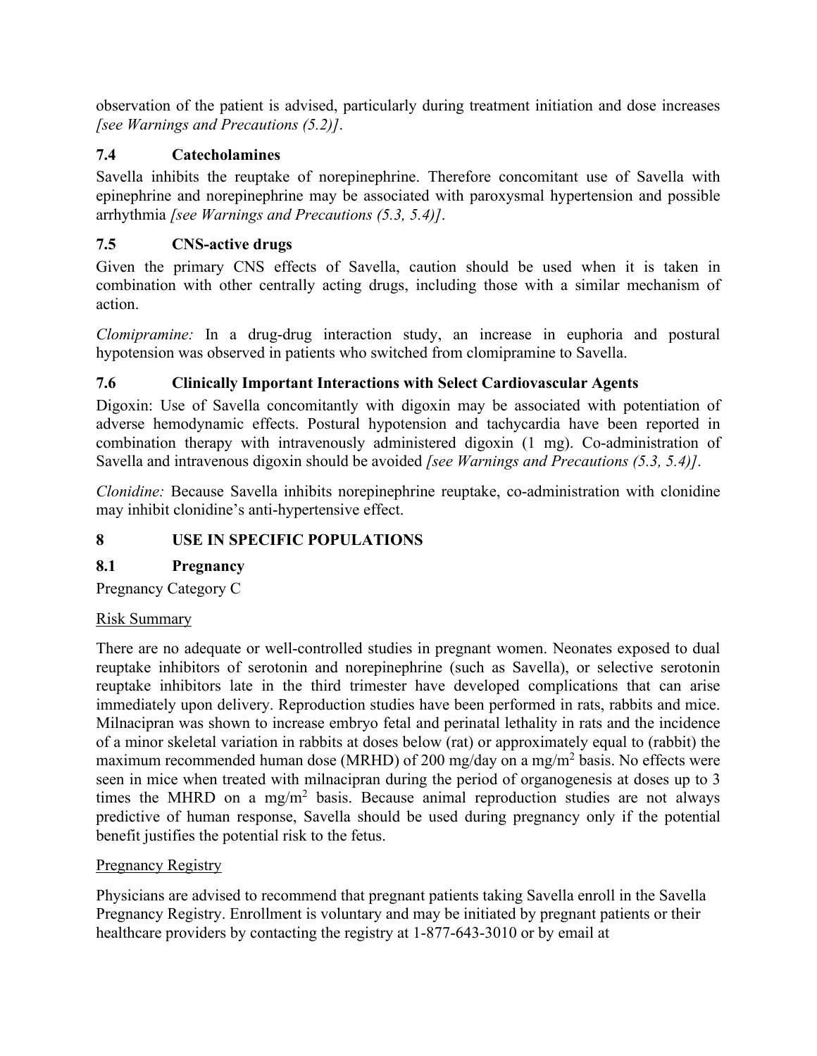observation of the patient is advised, particularly during treatment initiation and dose increases *[see Warnings and Precautions (5.2)]*.

### 7.4 Catecholamines

Savella inhibits the reuptake of norepinephrine. Therefore concomitant use of Savella with epinephrine and norepinephrine may be associated with paroxysmal hypertension and possible arrhythmia *[see Warnings and Precautions (5.3, 5.4)]*.

### 7.5 CNS-active drugs

Given the primary CNS effects of Savella, caution should be used when it is taken in combination with other centrally acting drugs, including those with a similar mechanism of action.

*Clomipramine:* In a drug-drug interaction study, an increase in euphoria and postural hypotension was observed in patients who switched from clomipramine to Savella.

### 7.6 Clinically Important Interactions with Select Cardiovascular Agents

Digoxin: Use of Savella concomitantly with digoxin may be associated with potentiation of adverse hemodynamic effects. Postural hypotension and tachycardia have been reported in combination therapy with intravenously administered digoxin (1 mg). Co-administration of Savella and intravenous digoxin should be avoided *[see Warnings and Precautions (5.3, 5.4)]*.

*Clonidine:* Because Savella inhibits norepinephrine reuptake, co-administration with clonidine may inhibit clonidine's anti-hypertensive effect.

## 8 USE IN SPECIFIC POPULATIONS

### 8.1 Pregnancy

Pregnancy Category C

Risk Summary

There are no adequate or well-controlled studies in pregnant women. Neonates exposed to dual reuptake inhibitors of serotonin and norepinephrine (such as Savella), or selective serotonin reuptake inhibitors late in the third trimester have developed complications that can arise immediately upon delivery. Reproduction studies have been performed in rats, rabbits and mice. Milnacipran was shown to increase embryo fetal and perinatal lethality in rats and the incidence of a minor skeletal variation in rabbits at doses below (rat) or approximately equal to (rabbit) the maximum recommended human dose (MRHD) of 200 mg/day on a mg/m$^2$ basis. No effects were seen in mice when treated with milnacipran during the period of organogenesis at doses up to 3 times the MHRD on a mg/m$^2$ basis. Because animal reproduction studies are not always predictive of human response, Savella should be used during pregnancy only if the potential benefit justifies the potential risk to the fetus.

Pregnancy Registry

Physicians are advised to recommend that pregnant patients taking Savella enroll in the Savella Pregnancy Registry. Enrollment is voluntary and may be initiated by pregnant patients or their healthcare providers by contacting the registry at 1-877-643-3010 or by email at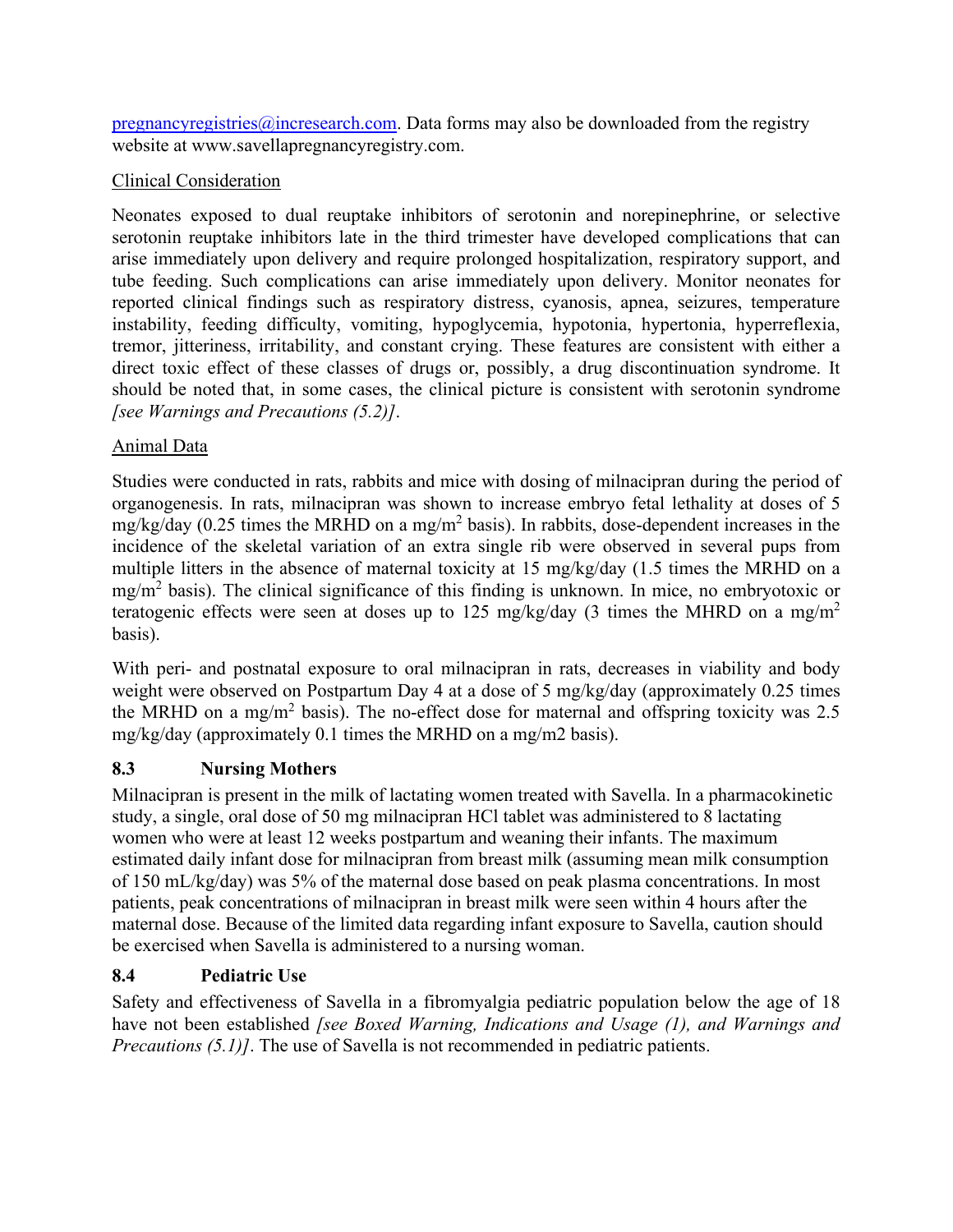pregnancyregistries@incresearch.com. Data forms may also be downloaded from the registry website at www.savellapregnancyregistry.com.

Clinical Consideration

Neonates exposed to dual reuptake inhibitors of serotonin and norepinephrine, or selective serotonin reuptake inhibitors late in the third trimester have developed complications that can arise immediately upon delivery and require prolonged hospitalization, respiratory support, and tube feeding. Such complications can arise immediately upon delivery. Monitor neonates for reported clinical findings such as respiratory distress, cyanosis, apnea, seizures, temperature instability, feeding difficulty, vomiting, hypoglycemia, hypotonia, hypertonia, hyperreflexia, tremor, jitteriness, irritability, and constant crying. These features are consistent with either a direct toxic effect of these classes of drugs or, possibly, a drug discontinuation syndrome. It should be noted that, in some cases, the clinical picture is consistent with serotonin syndrome *[see Warnings and Precautions (5.2)]*.

Animal Data

Studies were conducted in rats, rabbits and mice with dosing of milnacipran during the period of organogenesis. In rats, milnacipran was shown to increase embryo fetal lethality at doses of 5 mg/kg/day (0.25 times the MRHD on a $mg/m^2$ basis). In rabbits, dose-dependent increases in the incidence of the skeletal variation of an extra single rib were observed in several pups from multiple litters in the absence of maternal toxicity at 15 mg/kg/day (1.5 times the MRHD on a $mg/m^2$ basis). The clinical significance of this finding is unknown. In mice, no embryotoxic or teratogenic effects were seen at doses up to 125 mg/kg/day (3 times the MHRD on a $mg/m^2$ basis).

With peri- and postnatal exposure to oral milnacipran in rats, decreases in viability and body weight were observed on Postpartum Day 4 at a dose of 5 mg/kg/day (approximately 0.25 times the MRHD on a $mg/m^2$ basis). The no-effect dose for maternal and offspring toxicity was 2.5 mg/kg/day (approximately 0.1 times the MRHD on a mg/m2 basis).

### 8.3 Nursing Mothers

Milnacipran is present in the milk of lactating women treated with Savella. In a pharmacokinetic study, a single, oral dose of 50 mg milnacipran HCl tablet was administered to 8 lactating women who were at least 12 weeks postpartum and weaning their infants. The maximum estimated daily infant dose for milnacipran from breast milk (assuming mean milk consumption of 150 mL/kg/day) was 5% of the maternal dose based on peak plasma concentrations. In most patients, peak concentrations of milnacipran in breast milk were seen within 4 hours after the maternal dose. Because of the limited data regarding infant exposure to Savella, caution should be exercised when Savella is administered to a nursing woman.

### 8.4 Pediatric Use

Safety and effectiveness of Savella in a fibromyalgia pediatric population below the age of 18 have not been established *[see Boxed Warning, Indications and Usage (1), and Warnings and Precautions (5.1)]*. The use of Savella is not recommended in pediatric patients.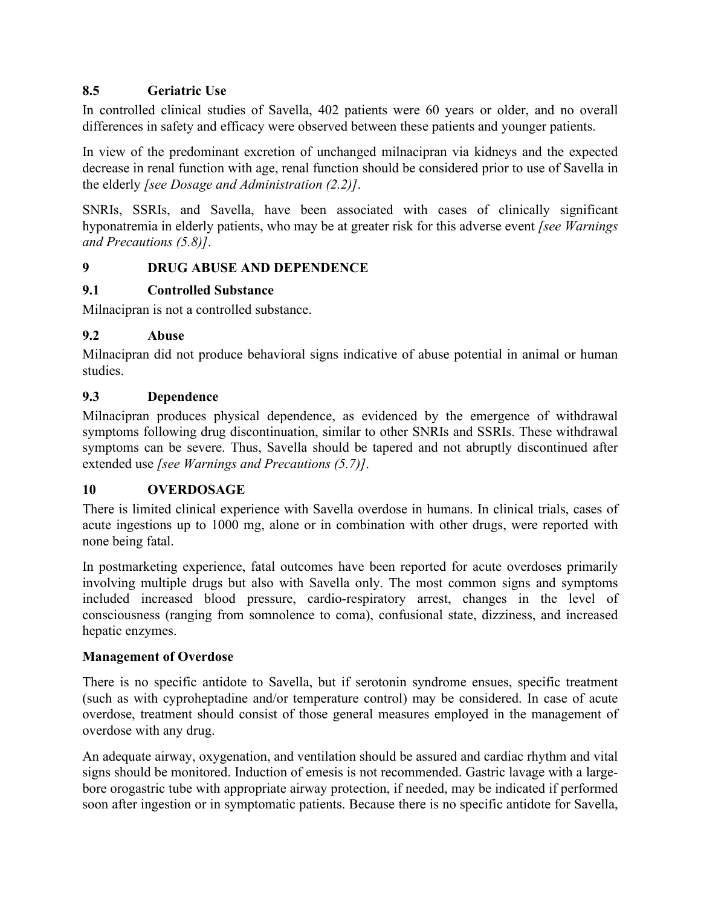### 8.5 Geriatric Use

In controlled clinical studies of Savella, 402 patients were 60 years or older, and no overall differences in safety and efficacy were observed between these patients and younger patients.

In view of the predominant excretion of unchanged milnacipran via kidneys and the expected decrease in renal function with age, renal function should be considered prior to use of Savella in the elderly *[see Dosage and Administration (2.2)]*.

SNRIs, SSRIs, and Savella, have been associated with cases of clinically significant hyponatremia in elderly patients, who may be at greater risk for this adverse event *[see Warnings and Precautions (5.8)]*.

## 9 DRUG ABUSE AND DEPENDENCE

### 9.1 Controlled Substance

Milnacipran is not a controlled substance.

### 9.2 Abuse

Milnacipran did not produce behavioral signs indicative of abuse potential in animal or human studies.

### 9.3 Dependence

Milnacipran produces physical dependence, as evidenced by the emergence of withdrawal symptoms following drug discontinuation, similar to other SNRIs and SSRIs. These withdrawal symptoms can be severe. Thus, Savella should be tapered and not abruptly discontinued after extended use *[see Warnings and Precautions (5.7)]*.

## 10 OVERDOSAGE

There is limited clinical experience with Savella overdose in humans. In clinical trials, cases of acute ingestions up to 1000 mg, alone or in combination with other drugs, were reported with none being fatal.

In postmarketing experience, fatal outcomes have been reported for acute overdoses primarily involving multiple drugs but also with Savella only. The most common signs and symptoms included increased blood pressure, cardio-respiratory arrest, changes in the level of consciousness (ranging from somnolence to coma), confusional state, dizziness, and increased hepatic enzymes.

**Management of Overdose**

There is no specific antidote to Savella, but if serotonin syndrome ensues, specific treatment (such as with cyproheptadine and/or temperature control) may be considered. In case of acute overdose, treatment should consist of those general measures employed in the management of overdose with any drug.

An adequate airway, oxygenation, and ventilation should be assured and cardiac rhythm and vital signs should be monitored. Induction of emesis is not recommended. Gastric lavage with a large-bore orogastric tube with appropriate airway protection, if needed, may be indicated if performed soon after ingestion or in symptomatic patients. Because there is no specific antidote for Savella,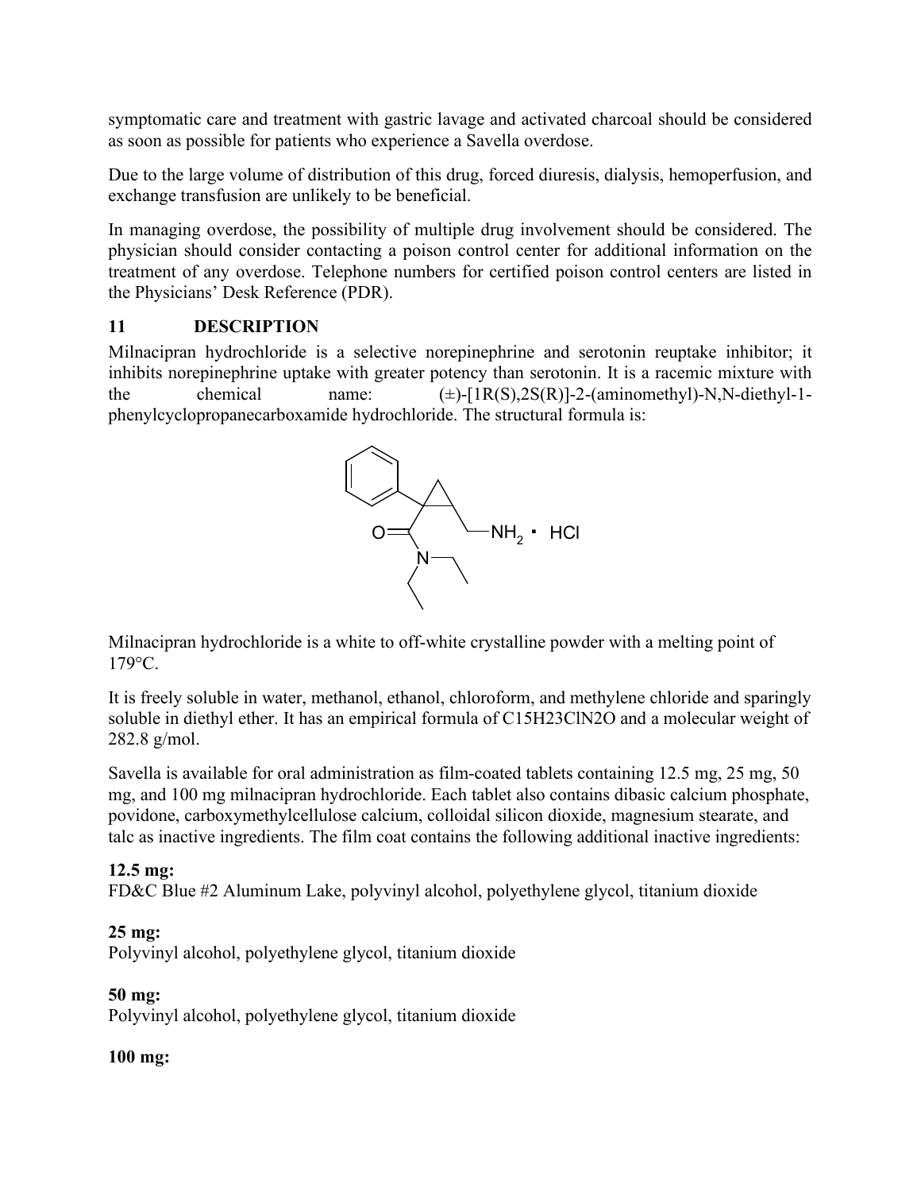symptomatic care and treatment with gastric lavage and activated charcoal should be considered as soon as possible for patients who experience a Savella overdose.

Due to the large volume of distribution of this drug, forced diuresis, dialysis, hemoperfusion, and exchange transfusion are unlikely to be beneficial.

In managing overdose, the possibility of multiple drug involvement should be considered. The physician should consider contacting a poison control center for additional information on the treatment of any overdose. Telephone numbers for certified poison control centers are listed in the Physicians' Desk Reference (PDR).

## 11 DESCRIPTION

Milnacipran hydrochloride is a selective norepinephrine and serotonin reuptake inhibitor; it inhibits norepinephrine uptake with greater potency than serotonin. It is a racemic mixture with the chemical name: (±)-[1R(S),2S(R)]-2-(aminomethyl)-N,N-diethyl-1-phenylcyclopropanecarboxamide hydrochloride. The structural formula is:

Milnacipran hydrochloride is a white to off-white crystalline powder with a melting point of 179°C.

It is freely soluble in water, methanol, ethanol, chloroform, and methylene chloride and sparingly soluble in diethyl ether. It has an empirical formula of $C_{15}H_{23}ClN_2O$ and a molecular weight of 282.8 g/mol.

Savella is available for oral administration as film-coated tablets containing 12.5 mg, 25 mg, 50 mg, and 100 mg milnacipran hydrochloride. Each tablet also contains dibasic calcium phosphate, povidone, carboxymethylcellulose calcium, colloidal silicon dioxide, magnesium stearate, and talc as inactive ingredients. The film coat contains the following additional inactive ingredients:

**12.5 mg:**
FD&C Blue #2 Aluminum Lake, polyvinyl alcohol, polyethylene glycol, titanium dioxide

**25 mg:**
Polyvinyl alcohol, polyethylene glycol, titanium dioxide

**50 mg:**
Polyvinyl alcohol, polyethylene glycol, titanium dioxide

**100 mg:**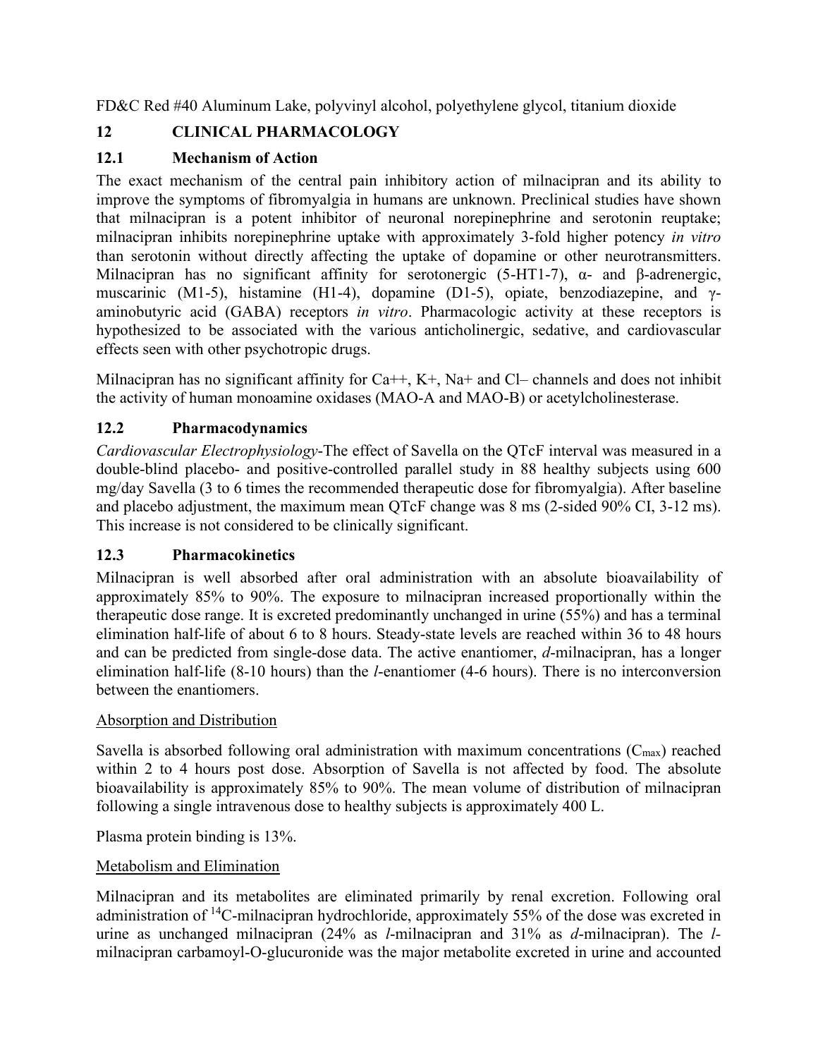FD&C Red #40 Aluminum Lake, polyvinyl alcohol, polyethylene glycol, titanium dioxide

## 12 CLINICAL PHARMACOLOGY

### 12.1 Mechanism of Action

The exact mechanism of the central pain inhibitory action of milnacipran and its ability to improve the symptoms of fibromyalgia in humans are unknown. Preclinical studies have shown that milnacipran is a potent inhibitor of neuronal norepinephrine and serotonin reuptake; milnacipran inhibits norepinephrine uptake with approximately 3-fold higher potency *in vitro* than serotonin without directly affecting the uptake of dopamine or other neurotransmitters. Milnacipran has no significant affinity for serotonergic (5-HT1-7), α- and β-adrenergic, muscarinic (M1-5), histamine (H1-4), dopamine (D1-5), opiate, benzodiazepine, and γ-aminobutyric acid (GABA) receptors *in vitro*. Pharmacologic activity at these receptors is hypothesized to be associated with the various anticholinergic, sedative, and cardiovascular effects seen with other psychotropic drugs.

Milnacipran has no significant affinity for $Ca^{++}$, $K^{+}$, $Na^{+}$ and $Cl^{-}$ channels and does not inhibit the activity of human monoamine oxidases (MAO-A and MAO-B) or acetylcholinesterase.

### 12.2 Pharmacodynamics

*Cardiovascular Electrophysiology*-The effect of Savella on the QTcF interval was measured in a double-blind placebo- and positive-controlled parallel study in 88 healthy subjects using 600 mg/day Savella (3 to 6 times the recommended therapeutic dose for fibromyalgia). After baseline and placebo adjustment, the maximum mean QTcF change was 8 ms (2-sided 90% CI, 3-12 ms). This increase is not considered to be clinically significant.

### 12.3 Pharmacokinetics

Milnacipran is well absorbed after oral administration with an absolute bioavailability of approximately 85% to 90%. The exposure to milnacipran increased proportionally within the therapeutic dose range. It is excreted predominantly unchanged in urine (55%) and has a terminal elimination half-life of about 6 to 8 hours. Steady-state levels are reached within 36 to 48 hours and can be predicted from single-dose data. The active enantiomer, *d*-milnacipran, has a longer elimination half-life (8-10 hours) than the *l*-enantiomer (4-6 hours). There is no interconversion between the enantiomers.

Absorption and Distribution

Savella is absorbed following oral administration with maximum concentrations ($C_{max}$) reached within 2 to 4 hours post dose. Absorption of Savella is not affected by food. The absolute bioavailability is approximately 85% to 90%. The mean volume of distribution of milnacipran following a single intravenous dose to healthy subjects is approximately 400 L.

Plasma protein binding is 13%.

Metabolism and Elimination

Milnacipran and its metabolites are eliminated primarily by renal excretion. Following oral administration of $^{14}C$-milnacipran hydrochloride, approximately 55% of the dose was excreted in urine as unchanged milnacipran (24% as *l*-milnacipran and 31% as *d*-milnacipran). The *l*-milnacipran carbamoyl-O-glucuronide was the major metabolite excreted in urine and accounted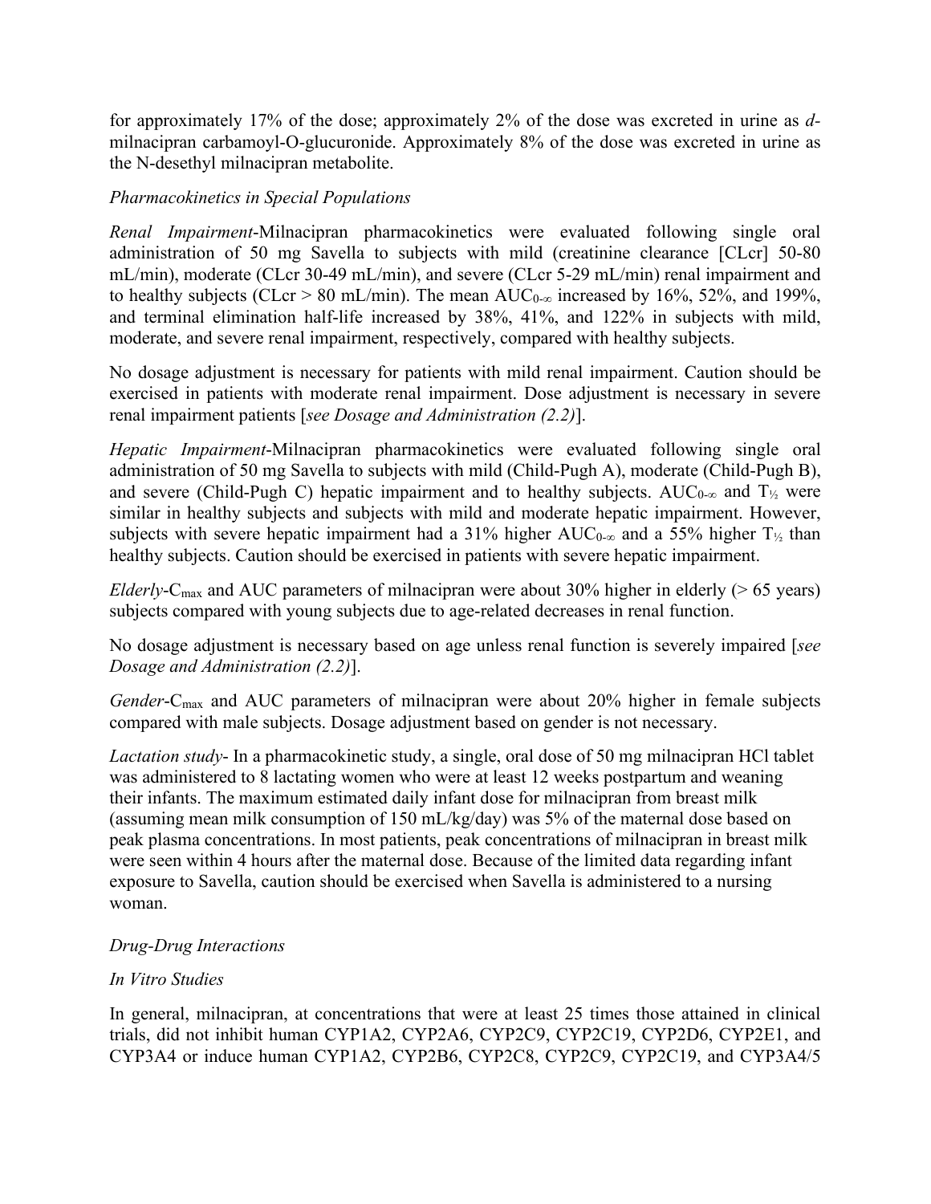for approximately 17% of the dose; approximately 2% of the dose was excreted in urine as *d*-milnacipran carbamoyl-O-glucuronide. Approximately 8% of the dose was excreted in urine as the N-desethyl milnacipran metabolite.

*Pharmacokinetics in Special Populations*

*Renal Impairment*-Milnacipran pharmacokinetics were evaluated following single oral administration of 50 mg Savella to subjects with mild (creatinine clearance [CLcr] 50-80 mL/min), moderate (CLcr 30-49 mL/min), and severe (CLcr 5-29 mL/min) renal impairment and to healthy subjects (CLcr > 80 mL/min). The mean $AUC_{0-\infty}$ increased by 16%, 52%, and 199%, and terminal elimination half-life increased by 38%, 41%, and 122% in subjects with mild, moderate, and severe renal impairment, respectively, compared with healthy subjects.

No dosage adjustment is necessary for patients with mild renal impairment. Caution should be exercised in patients with moderate renal impairment. Dose adjustment is necessary in severe renal impairment patients [*see Dosage and Administration (2.2)*].

*Hepatic Impairment*-Milnacipran pharmacokinetics were evaluated following single oral administration of 50 mg Savella to subjects with mild (Child-Pugh A), moderate (Child-Pugh B), and severe (Child-Pugh C) hepatic impairment and to healthy subjects. $AUC_{0-\infty}$ and $T_{½}$ were similar in healthy subjects and subjects with mild and moderate hepatic impairment. However, subjects with severe hepatic impairment had a 31% higher $AUC_{0-\infty}$ and a 55% higher $T_{½}$ than healthy subjects. Caution should be exercised in patients with severe hepatic impairment.

*Elderly*-$C_{max}$ and AUC parameters of milnacipran were about 30% higher in elderly (> 65 years) subjects compared with young subjects due to age-related decreases in renal function.

No dosage adjustment is necessary based on age unless renal function is severely impaired [*see Dosage and Administration (2.2)*].

*Gender*-$C_{max}$ and AUC parameters of milnacipran were about 20% higher in female subjects compared with male subjects. Dosage adjustment based on gender is not necessary.

*Lactation study*- In a pharmacokinetic study, a single, oral dose of 50 mg milnacipran HCl tablet was administered to 8 lactating women who were at least 12 weeks postpartum and weaning their infants. The maximum estimated daily infant dose for milnacipran from breast milk (assuming mean milk consumption of 150 mL/kg/day) was 5% of the maternal dose based on peak plasma concentrations. In most patients, peak concentrations of milnacipran in breast milk were seen within 4 hours after the maternal dose. Because of the limited data regarding infant exposure to Savella, caution should be exercised when Savella is administered to a nursing woman.

*Drug-Drug Interactions*

*In Vitro Studies*

In general, milnacipran, at concentrations that were at least 25 times those attained in clinical trials, did not inhibit human CYP1A2, CYP2A6, CYP2C9, CYP2C19, CYP2D6, CYP2E1, and CYP3A4 or induce human CYP1A2, CYP2B6, CYP2C8, CYP2C9, CYP2C19, and CYP3A4/5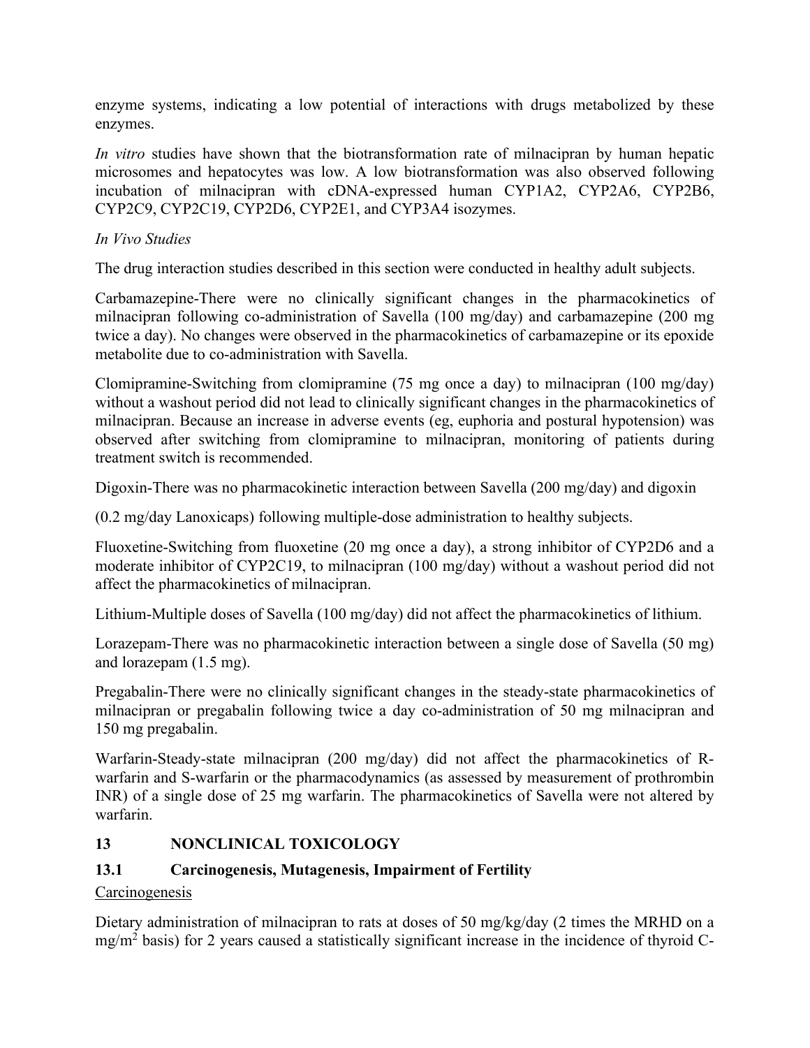enzyme systems, indicating a low potential of interactions with drugs metabolized by these enzymes.

*In vitro* studies have shown that the biotransformation rate of milnacipran by human hepatic microsomes and hepatocytes was low. A low biotransformation was also observed following incubation of milnacipran with cDNA-expressed human CYP1A2, CYP2A6, CYP2B6, CYP2C9, CYP2C19, CYP2D6, CYP2E1, and CYP3A4 isozymes.

*In Vivo Studies*

The drug interaction studies described in this section were conducted in healthy adult subjects.

Carbamazepine-There were no clinically significant changes in the pharmacokinetics of milnacipran following co-administration of Savella (100 mg/day) and carbamazepine (200 mg twice a day). No changes were observed in the pharmacokinetics of carbamazepine or its epoxide metabolite due to co-administration with Savella.

Clomipramine-Switching from clomipramine (75 mg once a day) to milnacipran (100 mg/day) without a washout period did not lead to clinically significant changes in the pharmacokinetics of milnacipran. Because an increase in adverse events (eg, euphoria and postural hypotension) was observed after switching from clomipramine to milnacipran, monitoring of patients during treatment switch is recommended.

Digoxin-There was no pharmacokinetic interaction between Savella (200 mg/day) and digoxin

(0.2 mg/day Lanoxicaps) following multiple-dose administration to healthy subjects.

Fluoxetine-Switching from fluoxetine (20 mg once a day), a strong inhibitor of CYP2D6 and a moderate inhibitor of CYP2C19, to milnacipran (100 mg/day) without a washout period did not affect the pharmacokinetics of milnacipran.

Lithium-Multiple doses of Savella (100 mg/day) did not affect the pharmacokinetics of lithium.

Lorazepam-There was no pharmacokinetic interaction between a single dose of Savella (50 mg) and lorazepam (1.5 mg).

Pregabalin-There were no clinically significant changes in the steady-state pharmacokinetics of milnacipran or pregabalin following twice a day co-administration of 50 mg milnacipran and 150 mg pregabalin.

Warfarin-Steady-state milnacipran (200 mg/day) did not affect the pharmacokinetics of R-warfarin and S-warfarin or the pharmacodynamics (as assessed by measurement of prothrombin INR) of a single dose of 25 mg warfarin. The pharmacokinetics of Savella were not altered by warfarin.

## 13 NONCLINICAL TOXICOLOGY

### 13.1 Carcinogenesis, Mutagenesis, Impairment of Fertility

Carcinogenesis

Dietary administration of milnacipran to rats at doses of 50 mg/kg/day (2 times the MRHD on a $mg/m^2$ basis) for 2 years caused a statistically significant increase in the incidence of thyroid C-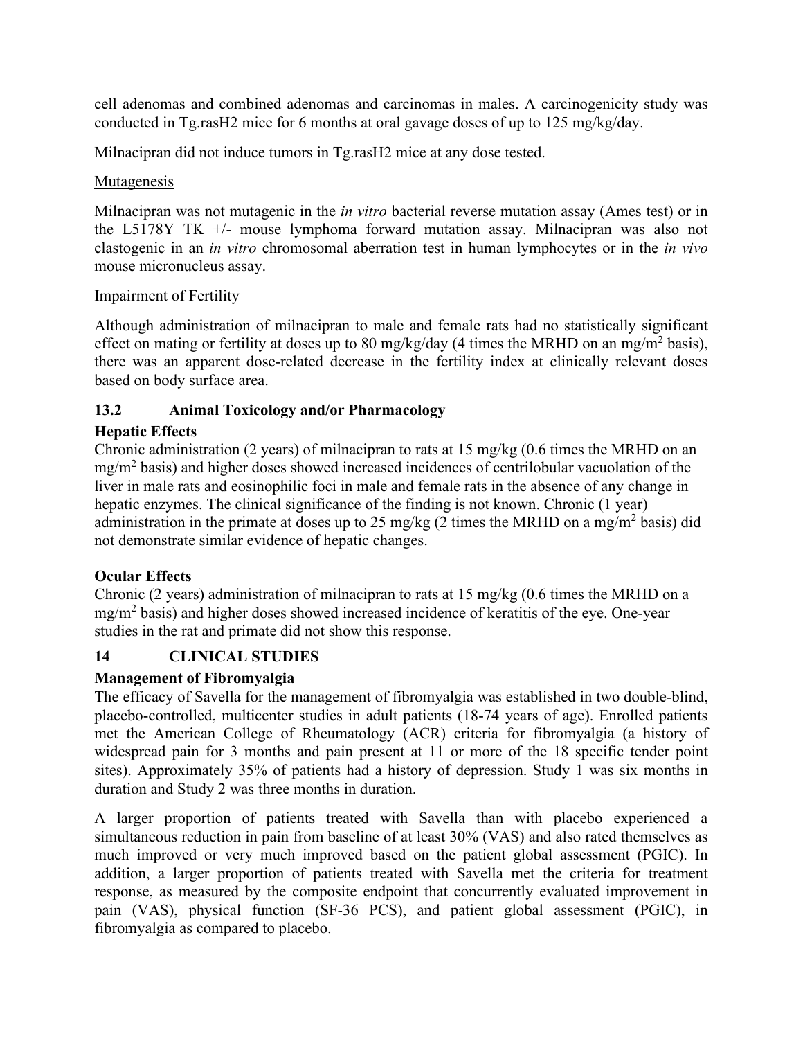cell adenomas and combined adenomas and carcinomas in males. A carcinogenicity study was conducted in Tg.rasH2 mice for 6 months at oral gavage doses of up to 125 mg/kg/day.

Milnacipran did not induce tumors in Tg.rasH2 mice at any dose tested.

Mutagenesis

Milnacipran was not mutagenic in the *in vitro* bacterial reverse mutation assay (Ames test) or in the L5178Y TK +/- mouse lymphoma forward mutation assay. Milnacipran was also not clastogenic in an *in vitro* chromosomal aberration test in human lymphocytes or in the *in vivo* mouse micronucleus assay.

Impairment of Fertility

Although administration of milnacipran to male and female rats had no statistically significant effect on mating or fertility at doses up to 80 mg/kg/day (4 times the MRHD on an $mg/m^2$ basis), there was an apparent dose-related decrease in the fertility index at clinically relevant doses based on body surface area.

## 13.2 Animal Toxicology and/or Pharmacology

**Hepatic Effects**

Chronic administration (2 years) of milnacipran to rats at 15 mg/kg (0.6 times the MRHD on an $mg/m^2$ basis) and higher doses showed increased incidences of centrilobular vacuolation of the liver in male rats and eosinophilic foci in male and female rats in the absence of any change in hepatic enzymes. The clinical significance of the finding is not known. Chronic (1 year) administration in the primate at doses up to 25 mg/kg (2 times the MRHD on a $mg/m^2$ basis) did not demonstrate similar evidence of hepatic changes.

**Ocular Effects**

Chronic (2 years) administration of milnacipran to rats at 15 mg/kg (0.6 times the MRHD on a $mg/m^2$ basis) and higher doses showed increased incidence of keratitis of the eye. One-year studies in the rat and primate did not show this response.

# 14 CLINICAL STUDIES

**Management of Fibromyalgia**

The efficacy of Savella for the management of fibromyalgia was established in two double-blind, placebo-controlled, multicenter studies in adult patients (18-74 years of age). Enrolled patients met the American College of Rheumatology (ACR) criteria for fibromyalgia (a history of widespread pain for 3 months and pain present at 11 or more of the 18 specific tender point sites). Approximately 35% of patients had a history of depression. Study 1 was six months in duration and Study 2 was three months in duration.

A larger proportion of patients treated with Savella than with placebo experienced a simultaneous reduction in pain from baseline of at least 30% (VAS) and also rated themselves as much improved or very much improved based on the patient global assessment (PGIC). In addition, a larger proportion of patients treated with Savella met the criteria for treatment response, as measured by the composite endpoint that concurrently evaluated improvement in pain (VAS), physical function (SF-36 PCS), and patient global assessment (PGIC), in fibromyalgia as compared to placebo.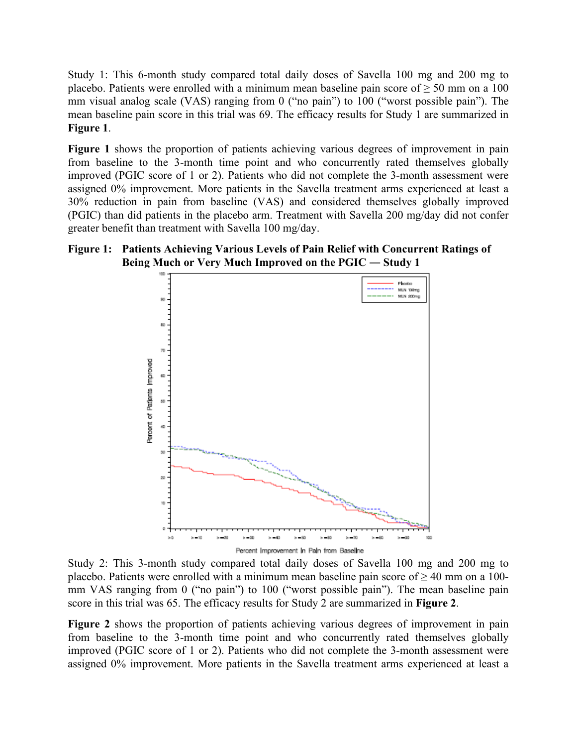Study 1: This 6-month study compared total daily doses of Savella 100 mg and 200 mg to placebo. Patients were enrolled with a minimum mean baseline pain score of ≥ 50 mm on a 100 mm visual analog scale (VAS) ranging from 0 ("no pain") to 100 ("worst possible pain"). The mean baseline pain score in this trial was 69. The efficacy results for Study 1 are summarized in **Figure 1**.

**Figure 1** shows the proportion of patients achieving various degrees of improvement in pain from baseline to the 3-month time point and who concurrently rated themselves globally improved (PGIC score of 1 or 2). Patients who did not complete the 3-month assessment were assigned 0% improvement. More patients in the Savella treatment arms experienced at least a 30% reduction in pain from baseline (VAS) and considered themselves globally improved (PGIC) than did patients in the placebo arm. Treatment with Savella 200 mg/day did not confer greater benefit than treatment with Savella 100 mg/day.

**Figure 1: Patients Achieving Various Levels of Pain Relief with Concurrent Ratings of Being Much or Very Much Improved on the PGIC — Study 1**

Study 2: This 3-month study compared total daily doses of Savella 100 mg and 200 mg to placebo. Patients were enrolled with a minimum mean baseline pain score of ≥ 40 mm on a 100-mm VAS ranging from 0 ("no pain") to 100 ("worst possible pain"). The mean baseline pain score in this trial was 65. The efficacy results for Study 2 are summarized in **Figure 2**.

**Figure 2** shows the proportion of patients achieving various degrees of improvement in pain from baseline to the 3-month time point and who concurrently rated themselves globally improved (PGIC score of 1 or 2). Patients who did not complete the 3-month assessment were assigned 0% improvement. More patients in the Savella treatment arms experienced at least a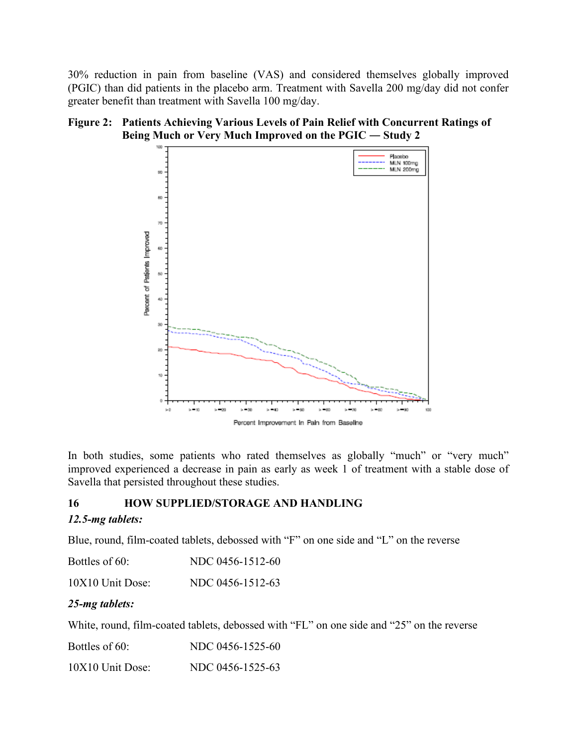30% reduction in pain from baseline (VAS) and considered themselves globally improved (PGIC) than did patients in the placebo arm. Treatment with Savella 200 mg/day did not confer greater benefit than treatment with Savella 100 mg/day.

**Figure 2: Patients Achieving Various Levels of Pain Relief with Concurrent Ratings of Being Much or Very Much Improved on the PGIC — Study 2**

In both studies, some patients who rated themselves as globally "much" or "very much" improved experienced a decrease in pain as early as week 1 of treatment with a stable dose of Savella that persisted throughout these studies.

## 16 HOW SUPPLIED/STORAGE AND HANDLING

***12.5-mg tablets:***

Blue, round, film-coated tablets, debossed with "F" on one side and "L" on the reverse

Bottles of 60: NDC 0456-1512-60

10X10 Unit Dose: NDC 0456-1512-63

***25-mg tablets:***

White, round, film-coated tablets, debossed with "FL" on one side and "25" on the reverse

Bottles of 60: NDC 0456-1525-60

10X10 Unit Dose: NDC 0456-1525-63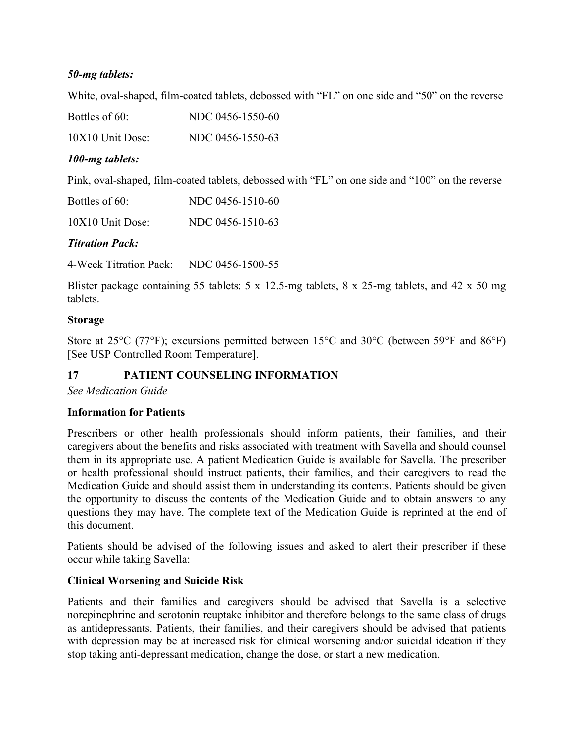***50-mg tablets:***

White, oval-shaped, film-coated tablets, debossed with "FL" on one side and "50" on the reverse

| | |
|---|---|
| Bottles of 60: | NDC 0456-1550-60 |
| 10X10 Unit Dose: | NDC 0456-1550-63 |

***100-mg tablets:***

Pink, oval-shaped, film-coated tablets, debossed with "FL" on one side and "100" on the reverse

| | |
|---|---|
| Bottles of 60: | NDC 0456-1510-60 |
| 10X10 Unit Dose: | NDC 0456-1510-63 |

***Titration Pack:***

4-Week Titration Pack: NDC 0456-1500-55

Blister package containing 55 tablets: 5 x 12.5-mg tablets, 8 x 25-mg tablets, and 42 x 50 mg tablets.

**Storage**

Store at 25°C (77°F); excursions permitted between 15°C and 30°C (between 59°F and 86°F) [See USP Controlled Room Temperature].

## 17 PATIENT COUNSELING INFORMATION

*See Medication Guide*

**Information for Patients**

Prescribers or other health professionals should inform patients, their families, and their caregivers about the benefits and risks associated with treatment with Savella and should counsel them in its appropriate use. A patient Medication Guide is available for Savella. The prescriber or health professional should instruct patients, their families, and their caregivers to read the Medication Guide and should assist them in understanding its contents. Patients should be given the opportunity to discuss the contents of the Medication Guide and to obtain answers to any questions they may have. The complete text of the Medication Guide is reprinted at the end of this document.

Patients should be advised of the following issues and asked to alert their prescriber if these occur while taking Savella:

**Clinical Worsening and Suicide Risk**

Patients and their families and caregivers should be advised that Savella is a selective norepinephrine and serotonin reuptake inhibitor and therefore belongs to the same class of drugs as antidepressants. Patients, their families, and their caregivers should be advised that patients with depression may be at increased risk for clinical worsening and/or suicidal ideation if they stop taking anti-depressant medication, change the dose, or start a new medication.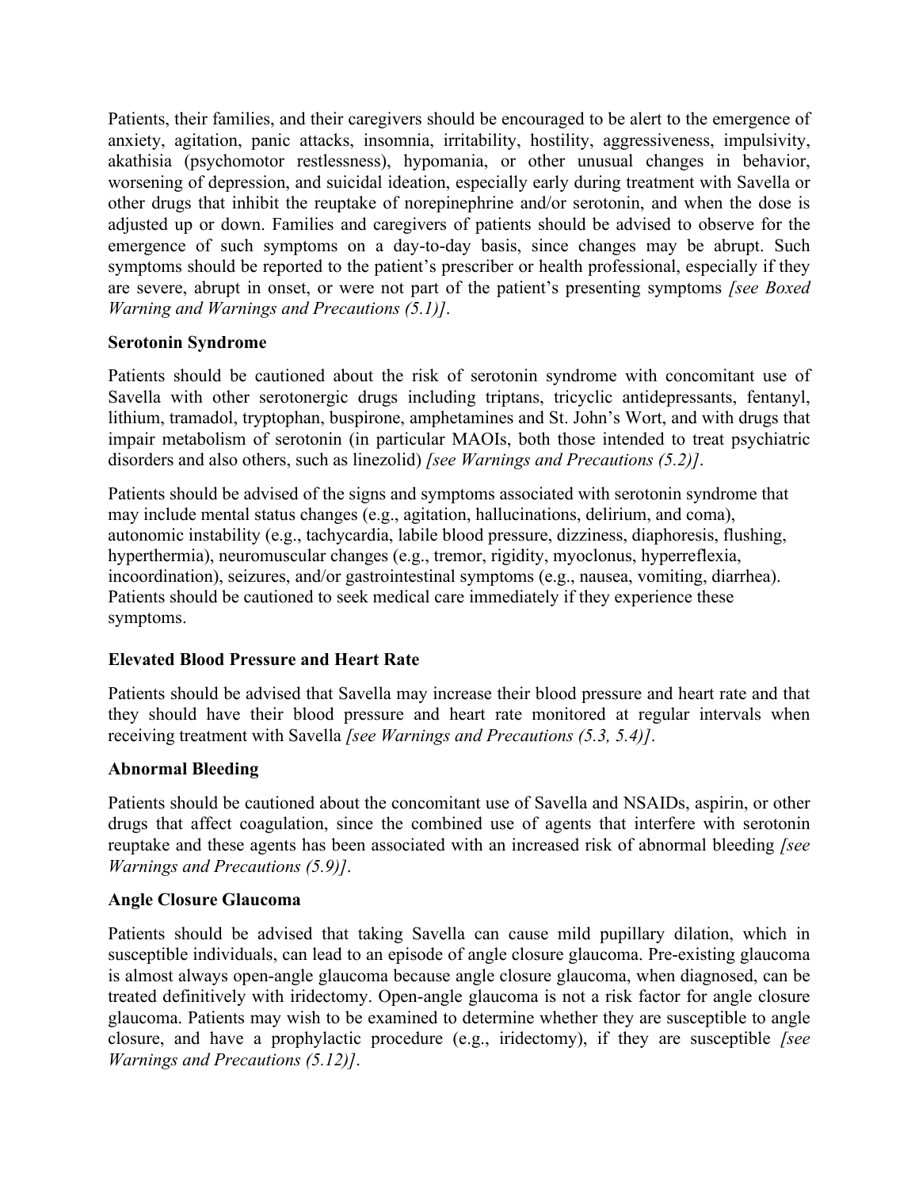Patients, their families, and their caregivers should be encouraged to be alert to the emergence of anxiety, agitation, panic attacks, insomnia, irritability, hostility, aggressiveness, impulsivity, akathisia (psychomotor restlessness), hypomania, or other unusual changes in behavior, worsening of depression, and suicidal ideation, especially early during treatment with Savella or other drugs that inhibit the reuptake of norepinephrine and/or serotonin, and when the dose is adjusted up or down. Families and caregivers of patients should be advised to observe for the emergence of such symptoms on a day-to-day basis, since changes may be abrupt. Such symptoms should be reported to the patient's prescriber or health professional, especially if they are severe, abrupt in onset, or were not part of the patient's presenting symptoms *[see Boxed Warning and Warnings and Precautions (5.1)]*.

**Serotonin Syndrome**

Patients should be cautioned about the risk of serotonin syndrome with concomitant use of Savella with other serotonergic drugs including triptans, tricyclic antidepressants, fentanyl, lithium, tramadol, tryptophan, buspirone, amphetamines and St. John's Wort, and with drugs that impair metabolism of serotonin (in particular MAOIs, both those intended to treat psychiatric disorders and also others, such as linezolid) *[see Warnings and Precautions (5.2)]*.

Patients should be advised of the signs and symptoms associated with serotonin syndrome that may include mental status changes (e.g., agitation, hallucinations, delirium, and coma), autonomic instability (e.g., tachycardia, labile blood pressure, dizziness, diaphoresis, flushing, hyperthermia), neuromuscular changes (e.g., tremor, rigidity, myoclonus, hyperreflexia, incoordination), seizures, and/or gastrointestinal symptoms (e.g., nausea, vomiting, diarrhea). Patients should be cautioned to seek medical care immediately if they experience these symptoms.

**Elevated Blood Pressure and Heart Rate**

Patients should be advised that Savella may increase their blood pressure and heart rate and that they should have their blood pressure and heart rate monitored at regular intervals when receiving treatment with Savella *[see Warnings and Precautions (5.3, 5.4)]*.

**Abnormal Bleeding**

Patients should be cautioned about the concomitant use of Savella and NSAIDs, aspirin, or other drugs that affect coagulation, since the combined use of agents that interfere with serotonin reuptake and these agents has been associated with an increased risk of abnormal bleeding *[see Warnings and Precautions (5.9)]*.

**Angle Closure Glaucoma**

Patients should be advised that taking Savella can cause mild pupillary dilation, which in susceptible individuals, can lead to an episode of angle closure glaucoma. Pre-existing glaucoma is almost always open-angle glaucoma because angle closure glaucoma, when diagnosed, can be treated definitively with iridectomy. Open-angle glaucoma is not a risk factor for angle closure glaucoma. Patients may wish to be examined to determine whether they are susceptible to angle closure, and have a prophylactic procedure (e.g., iridectomy), if they are susceptible *[see Warnings and Precautions (5.12)]*.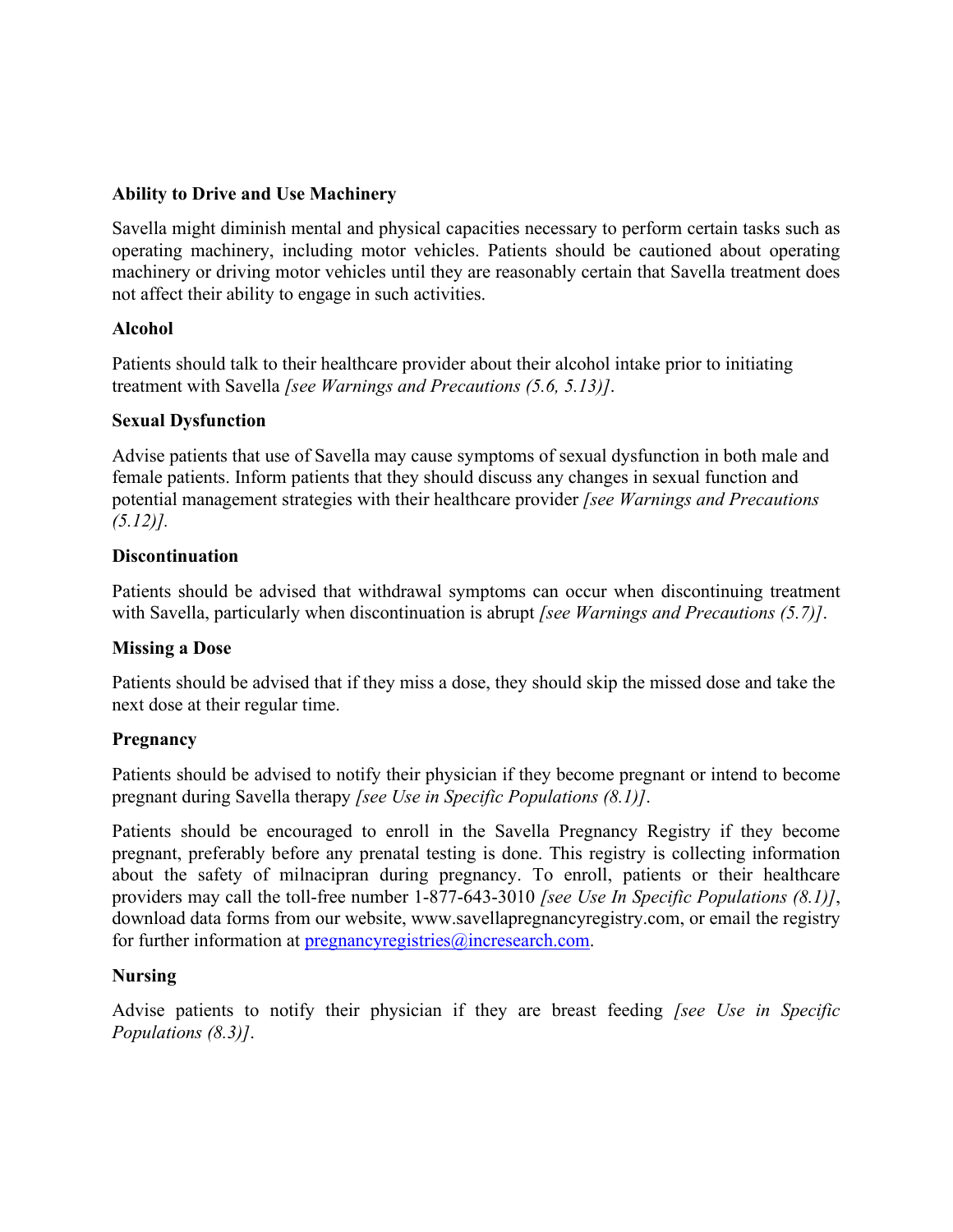**Ability to Drive and Use Machinery**

Savella might diminish mental and physical capacities necessary to perform certain tasks such as operating machinery, including motor vehicles. Patients should be cautioned about operating machinery or driving motor vehicles until they are reasonably certain that Savella treatment does not affect their ability to engage in such activities.

**Alcohol**

Patients should talk to their healthcare provider about their alcohol intake prior to initiating treatment with Savella *[see Warnings and Precautions (5.6, 5.13)]*.

**Sexual Dysfunction**

Advise patients that use of Savella may cause symptoms of sexual dysfunction in both male and female patients. Inform patients that they should discuss any changes in sexual function and potential management strategies with their healthcare provider *[see Warnings and Precautions (5.12)].*

**Discontinuation**

Patients should be advised that withdrawal symptoms can occur when discontinuing treatment with Savella, particularly when discontinuation is abrupt *[see Warnings and Precautions (5.7)]*.

**Missing a Dose**

Patients should be advised that if they miss a dose, they should skip the missed dose and take the next dose at their regular time.

**Pregnancy**

Patients should be advised to notify their physician if they become pregnant or intend to become pregnant during Savella therapy *[see Use in Specific Populations (8.1)]*.

Patients should be encouraged to enroll in the Savella Pregnancy Registry if they become pregnant, preferably before any prenatal testing is done. This registry is collecting information about the safety of milnacipran during pregnancy. To enroll, patients or their healthcare providers may call the toll-free number 1-877-643-3010 *[see Use In Specific Populations (8.1)]*, download data forms from our website, www.savellapregnancyregistry.com, or email the registry for further information at pregnancyregistries@incresearch.com.

**Nursing**

Advise patients to notify their physician if they are breast feeding *[see Use in Specific Populations (8.3)]*.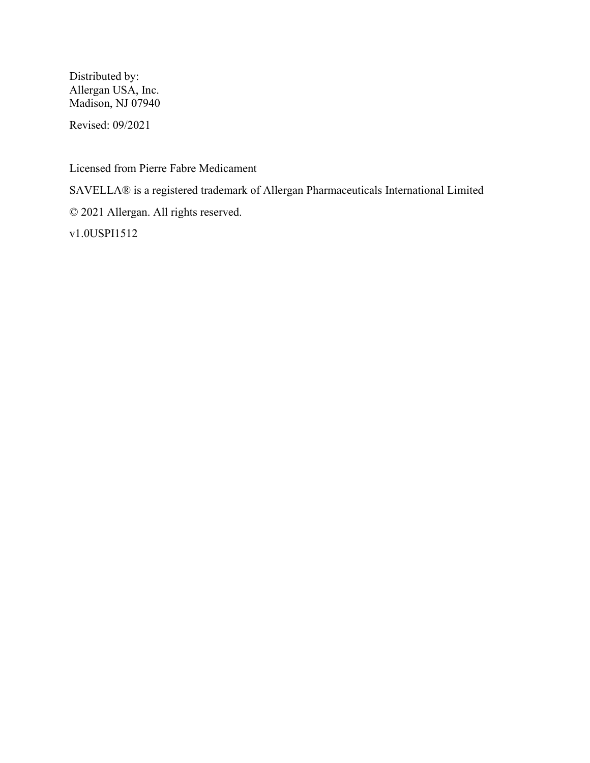Distributed by:
Allergan USA, Inc.
Madison, NJ 07940

Revised: 09/2021

Licensed from Pierre Fabre Medicament

SAVELLA® is a registered trademark of Allergan Pharmaceuticals International Limited

© 2021 Allergan. All rights reserved.

v1.0USPI1512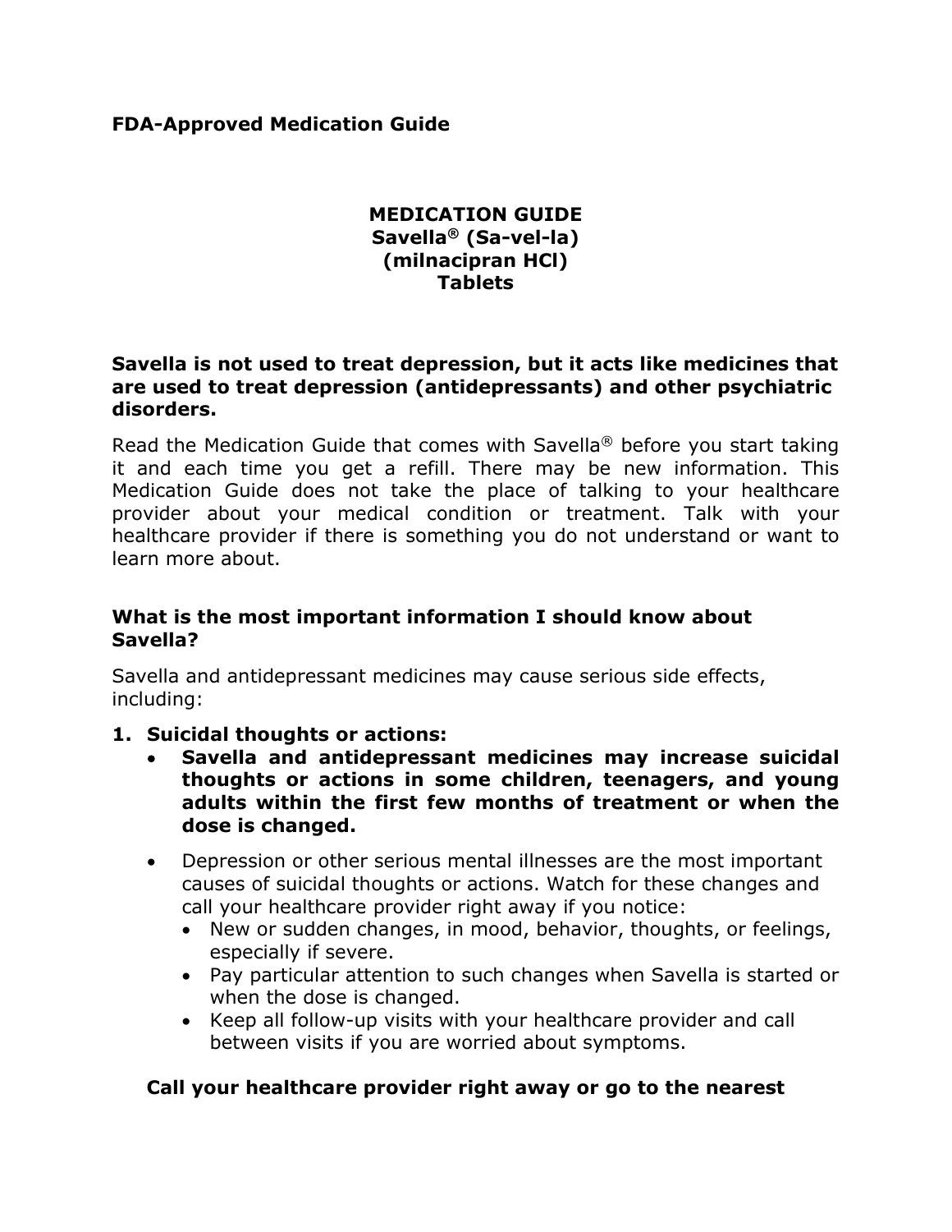**FDA-Approved Medication Guide**

# MEDICATION GUIDE
# Savella® (Sa-vel-la)
# (milnacipran HCl)
# Tablets

**Savella is not used to treat depression, but it acts like medicines that are used to treat depression (antidepressants) and other psychiatric disorders.**

Read the Medication Guide that comes with Savella® before you start taking it and each time you get a refill. There may be new information. This Medication Guide does not take the place of talking to your healthcare provider about your medical condition or treatment. Talk with your healthcare provider if there is something you do not understand or want to learn more about.

## What is the most important information I should know about Savella?

Savella and antidepressant medicines may cause serious side effects, including:

1. **Suicidal thoughts or actions:**
   - **Savella and antidepressant medicines may increase suicidal thoughts or actions in some children, teenagers, and young adults within the first few months of treatment or when the dose is changed.**
   - Depression or other serious mental illnesses are the most important causes of suicidal thoughts or actions. Watch for these changes and call your healthcare provider right away if you notice:
     - New or sudden changes, in mood, behavior, thoughts, or feelings, especially if severe.
     - Pay particular attention to such changes when Savella is started or when the dose is changed.
     - Keep all follow-up visits with your healthcare provider and call between visits if you are worried about symptoms.

**Call your healthcare provider right away or go to the nearest**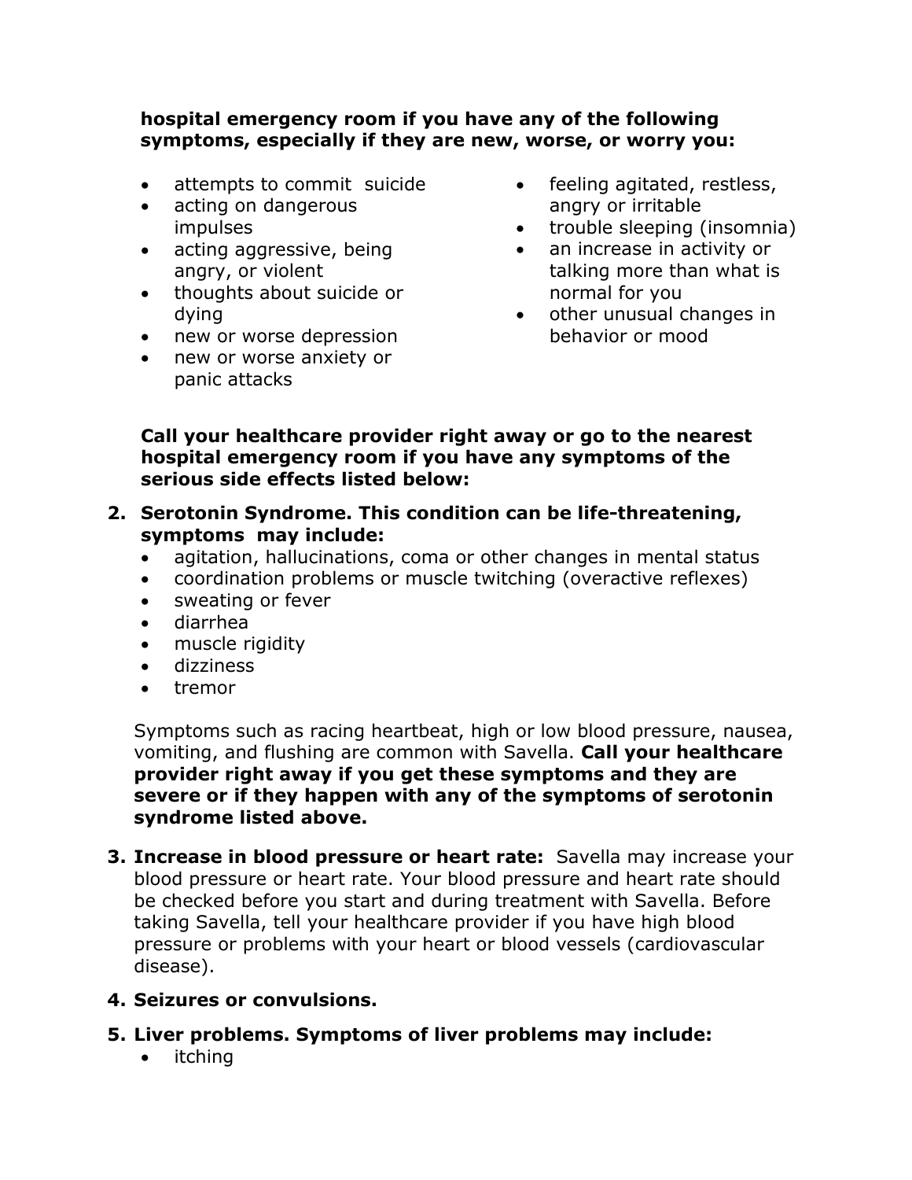**hospital emergency room if you have any of the following symptoms, especially if they are new, worse, or worry you:**

- attempts to commit suicide
- acting on dangerous impulses
- acting aggressive, being angry, or violent
- thoughts about suicide or dying
- new or worse depression
- new or worse anxiety or panic attacks
- feeling agitated, restless, angry or irritable
- trouble sleeping (insomnia)
- an increase in activity or talking more than what is normal for you
- other unusual changes in behavior or mood

**Call your healthcare provider right away or go to the nearest hospital emergency room if you have any symptoms of the serious side effects listed below:**

2. **Serotonin Syndrome. This condition can be life-threatening, symptoms may include:**
   - agitation, hallucinations, coma or other changes in mental status
   - coordination problems or muscle twitching (overactive reflexes)
   - sweating or fever
   - diarrhea
   - muscle rigidity
   - dizziness
   - tremor

   Symptoms such as racing heartbeat, high or low blood pressure, nausea, vomiting, and flushing are common with Savella. **Call your healthcare provider right away if you get these symptoms and they are severe or if they happen with any of the symptoms of serotonin syndrome listed above.**

3. **Increase in blood pressure or heart rate:** Savella may increase your blood pressure or heart rate. Your blood pressure and heart rate should be checked before you start and during treatment with Savella. Before taking Savella, tell your healthcare provider if you have high blood pressure or problems with your heart or blood vessels (cardiovascular disease).

4. **Seizures or convulsions.**

5. **Liver problems. Symptoms of liver problems may include:**
   - itching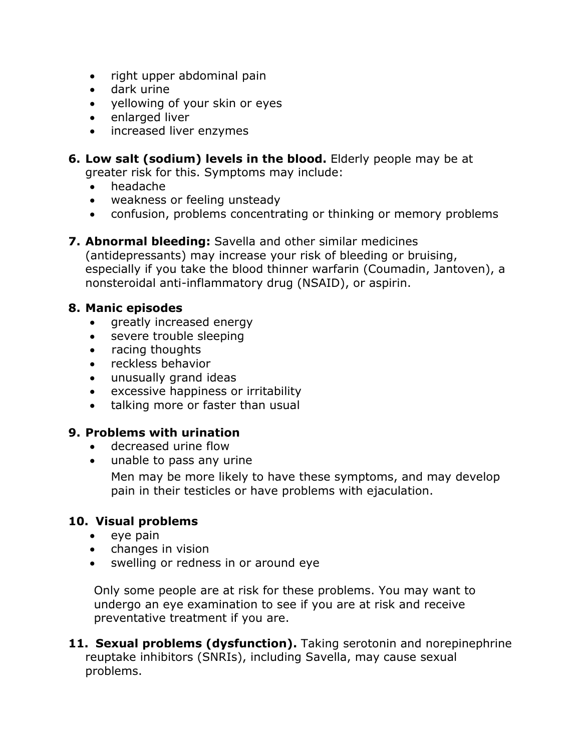- right upper abdominal pain
- dark urine
- yellowing of your skin or eyes
- enlarged liver
- increased liver enzymes

6. **Low salt (sodium) levels in the blood.** Elderly people may be at greater risk for this. Symptoms may include:
   - headache
   - weakness or feeling unsteady
   - confusion, problems concentrating or thinking or memory problems

7. **Abnormal bleeding:** Savella and other similar medicines (antidepressants) may increase your risk of bleeding or bruising, especially if you take the blood thinner warfarin (Coumadin, Jantoven), a nonsteroidal anti-inflammatory drug (NSAID), or aspirin.

8. **Manic episodes**
   - greatly increased energy
   - severe trouble sleeping
   - racing thoughts
   - reckless behavior
   - unusually grand ideas
   - excessive happiness or irritability
   - talking more or faster than usual

9. **Problems with urination**
   - decreased urine flow
   - unable to pass any urine

     Men may be more likely to have these symptoms, and may develop pain in their testicles or have problems with ejaculation.

10. **Visual problems**
    - eye pain
    - changes in vision
    - swelling or redness in or around eye

    Only some people are at risk for these problems. You may want to undergo an eye examination to see if you are at risk and receive preventative treatment if you are.

11. **Sexual problems (dysfunction).** Taking serotonin and norepinephrine reuptake inhibitors (SNRIs), including Savella, may cause sexual problems.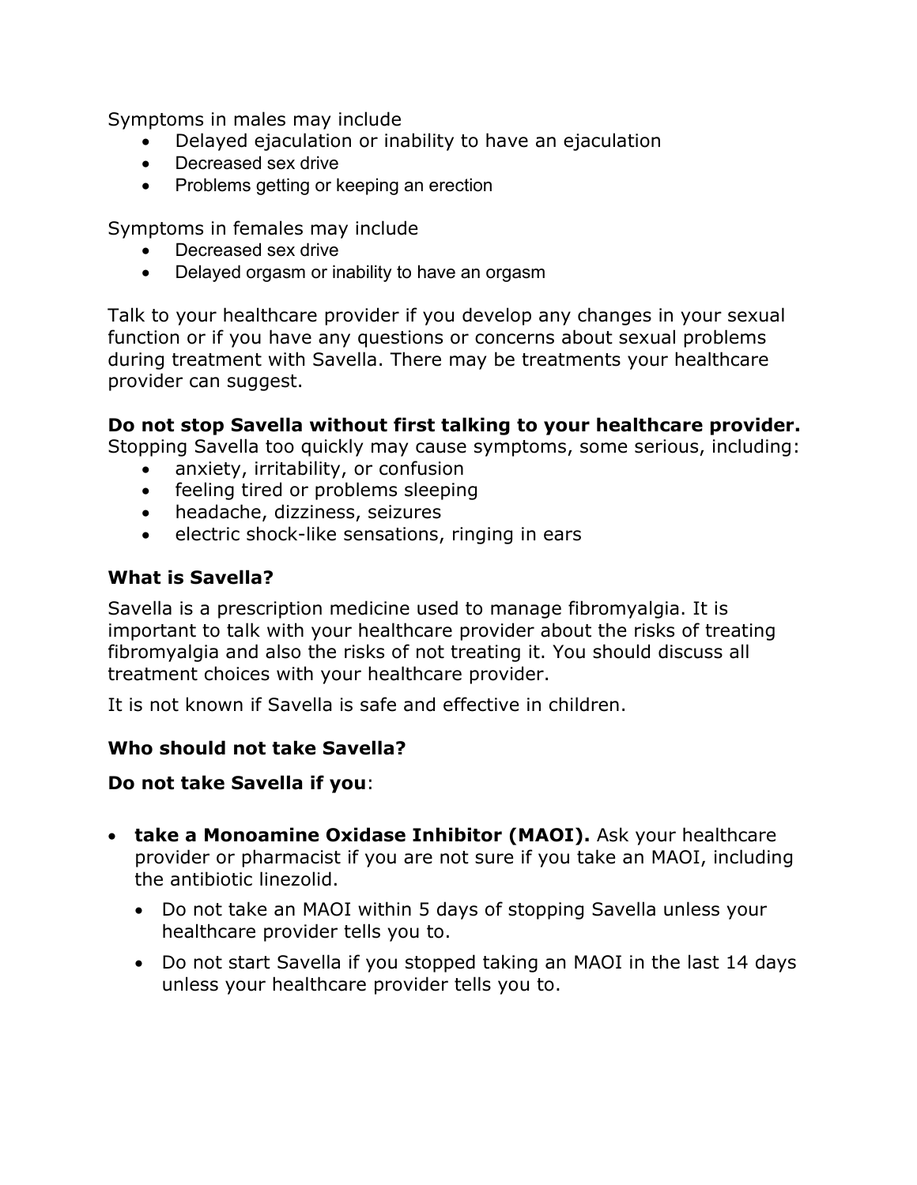Symptoms in males may include

- Delayed ejaculation or inability to have an ejaculation
- Decreased sex drive
- Problems getting or keeping an erection

Symptoms in females may include

- Decreased sex drive
- Delayed orgasm or inability to have an orgasm

Talk to your healthcare provider if you develop any changes in your sexual function or if you have any questions or concerns about sexual problems during treatment with Savella. There may be treatments your healthcare provider can suggest.

**Do not stop Savella without first talking to your healthcare provider.** Stopping Savella too quickly may cause symptoms, some serious, including:

- anxiety, irritability, or confusion
- feeling tired or problems sleeping
- headache, dizziness, seizures
- electric shock-like sensations, ringing in ears

### What is Savella?

Savella is a prescription medicine used to manage fibromyalgia. It is important to talk with your healthcare provider about the risks of treating fibromyalgia and also the risks of not treating it. You should discuss all treatment choices with your healthcare provider.

It is not known if Savella is safe and effective in children.

### Who should not take Savella?

**Do not take Savella if you**:

- **take a Monoamine Oxidase Inhibitor (MAOI).** Ask your healthcare provider or pharmacist if you are not sure if you take an MAOI, including the antibiotic linezolid.
  - Do not take an MAOI within 5 days of stopping Savella unless your healthcare provider tells you to.
  - Do not start Savella if you stopped taking an MAOI in the last 14 days unless your healthcare provider tells you to.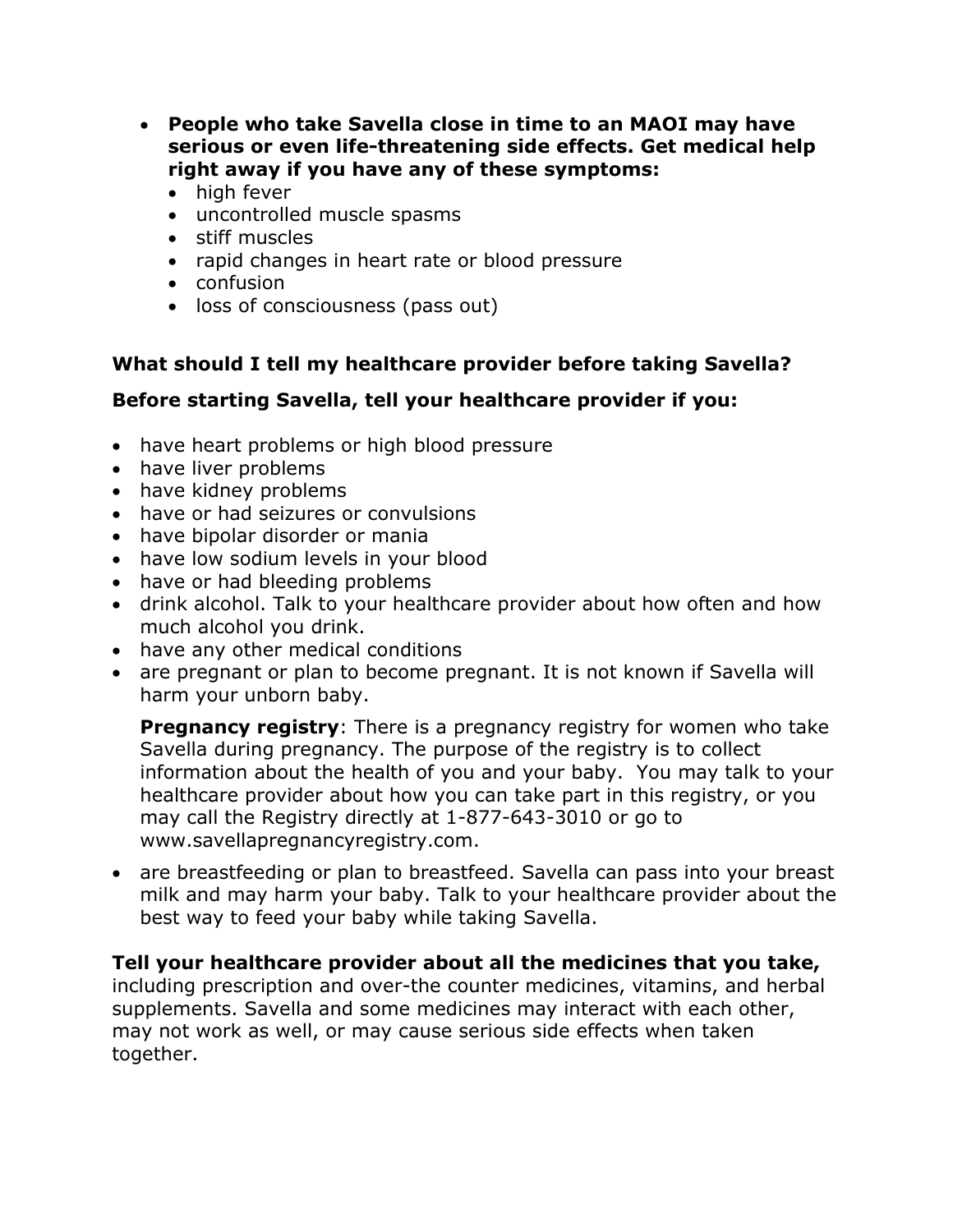- **People who take Savella close in time to an MAOI may have serious or even life-threatening side effects. Get medical help right away if you have any of these symptoms:**
  - high fever
  - uncontrolled muscle spasms
  - stiff muscles
  - rapid changes in heart rate or blood pressure
  - confusion
  - loss of consciousness (pass out)

**What should I tell my healthcare provider before taking Savella?**

**Before starting Savella, tell your healthcare provider if you:**

- have heart problems or high blood pressure
- have liver problems
- have kidney problems
- have or had seizures or convulsions
- have bipolar disorder or mania
- have low sodium levels in your blood
- have or had bleeding problems
- drink alcohol. Talk to your healthcare provider about how often and how much alcohol you drink.
- have any other medical conditions
- are pregnant or plan to become pregnant. It is not known if Savella will harm your unborn baby.

  **Pregnancy registry**: There is a pregnancy registry for women who take Savella during pregnancy. The purpose of the registry is to collect information about the health of you and your baby. You may talk to your healthcare provider about how you can take part in this registry, or you may call the Registry directly at 1-877-643-3010 or go to www.savellapregnancyregistry.com.

- are breastfeeding or plan to breastfeed. Savella can pass into your breast milk and may harm your baby. Talk to your healthcare provider about the best way to feed your baby while taking Savella.

**Tell your healthcare provider about all the medicines that you take,** including prescription and over-the counter medicines, vitamins, and herbal supplements. Savella and some medicines may interact with each other, may not work as well, or may cause serious side effects when taken together.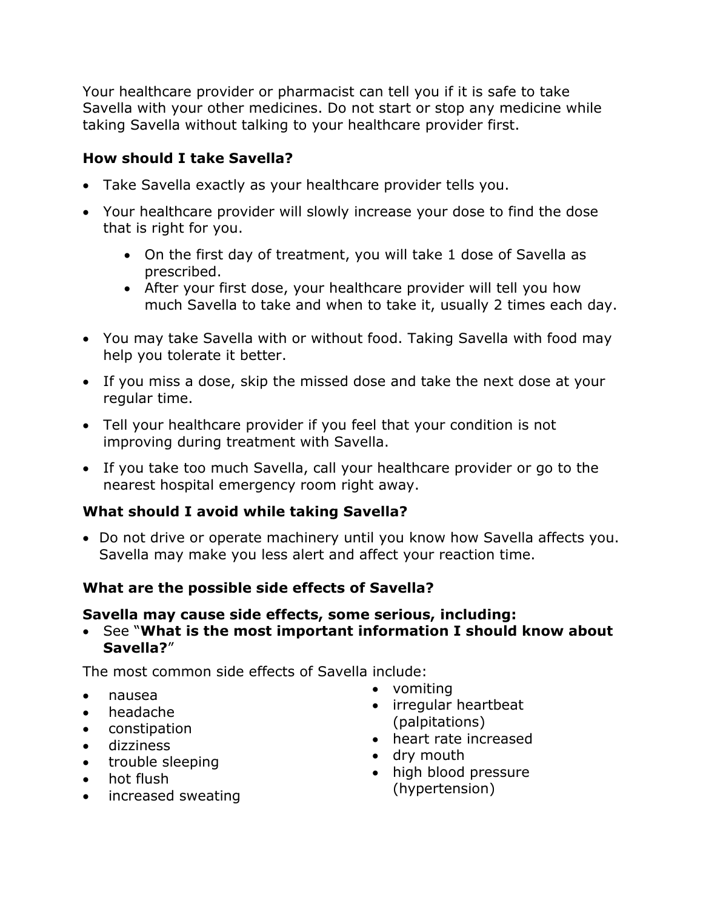Your healthcare provider or pharmacist can tell you if it is safe to take Savella with your other medicines. Do not start or stop any medicine while taking Savella without talking to your healthcare provider first.

### How should I take Savella?

- Take Savella exactly as your healthcare provider tells you.
- Your healthcare provider will slowly increase your dose to find the dose that is right for you.
    - On the first day of treatment, you will take 1 dose of Savella as prescribed.
    - After your first dose, your healthcare provider will tell you how much Savella to take and when to take it, usually 2 times each day.
- You may take Savella with or without food. Taking Savella with food may help you tolerate it better.
- If you miss a dose, skip the missed dose and take the next dose at your regular time.
- Tell your healthcare provider if you feel that your condition is not improving during treatment with Savella.
- If you take too much Savella, call your healthcare provider or go to the nearest hospital emergency room right away.

### What should I avoid while taking Savella?

- Do not drive or operate machinery until you know how Savella affects you. Savella may make you less alert and affect your reaction time.

### What are the possible side effects of Savella?

**Savella may cause side effects, some serious, including:**

- See "**What is the most important information I should know about Savella?**"

The most common side effects of Savella include:

- nausea
- headache
- constipation
- dizziness
- trouble sleeping
- hot flush
- increased sweating
- vomiting
- irregular heartbeat (palpitations)
- heart rate increased
- dry mouth
- high blood pressure (hypertension)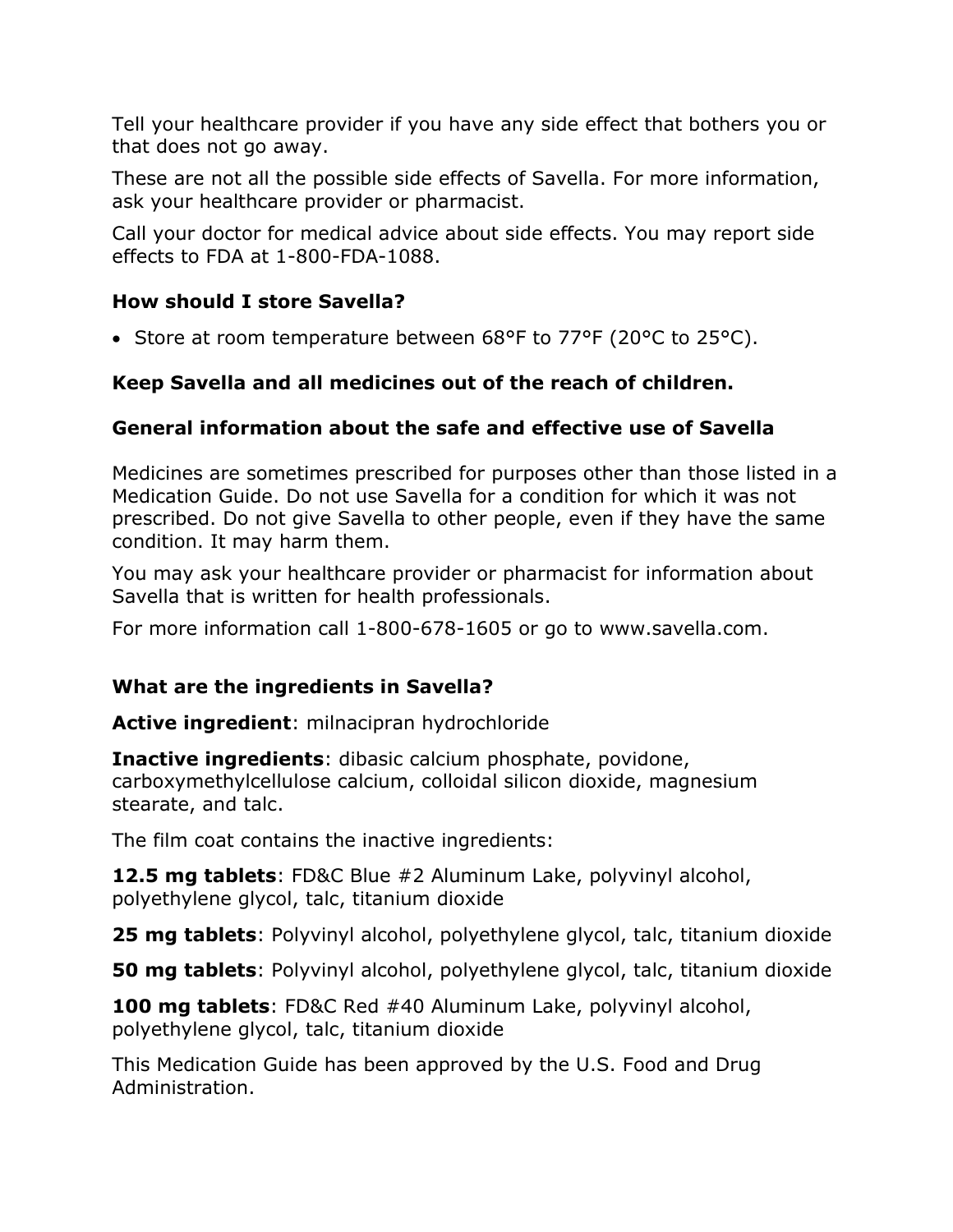Tell your healthcare provider if you have any side effect that bothers you or that does not go away.

These are not all the possible side effects of Savella. For more information, ask your healthcare provider or pharmacist.

Call your doctor for medical advice about side effects. You may report side effects to FDA at 1-800-FDA-1088.

### How should I store Savella?

- Store at room temperature between 68°F to 77°F (20°C to 25°C).

**Keep Savella and all medicines out of the reach of children.**

### General information about the safe and effective use of Savella

Medicines are sometimes prescribed for purposes other than those listed in a Medication Guide. Do not use Savella for a condition for which it was not prescribed. Do not give Savella to other people, even if they have the same condition. It may harm them.

You may ask your healthcare provider or pharmacist for information about Savella that is written for health professionals.

For more information call 1-800-678-1605 or go to www.savella.com.

### What are the ingredients in Savella?

**Active ingredient**: milnacipran hydrochloride

**Inactive ingredients**: dibasic calcium phosphate, povidone, carboxymethylcellulose calcium, colloidal silicon dioxide, magnesium stearate, and talc.

The film coat contains the inactive ingredients:

**12.5 mg tablets**: FD&C Blue #2 Aluminum Lake, polyvinyl alcohol, polyethylene glycol, talc, titanium dioxide

**25 mg tablets**: Polyvinyl alcohol, polyethylene glycol, talc, titanium dioxide

**50 mg tablets**: Polyvinyl alcohol, polyethylene glycol, talc, titanium dioxide

**100 mg tablets**: FD&C Red #40 Aluminum Lake, polyvinyl alcohol, polyethylene glycol, talc, titanium dioxide

This Medication Guide has been approved by the U.S. Food and Drug Administration.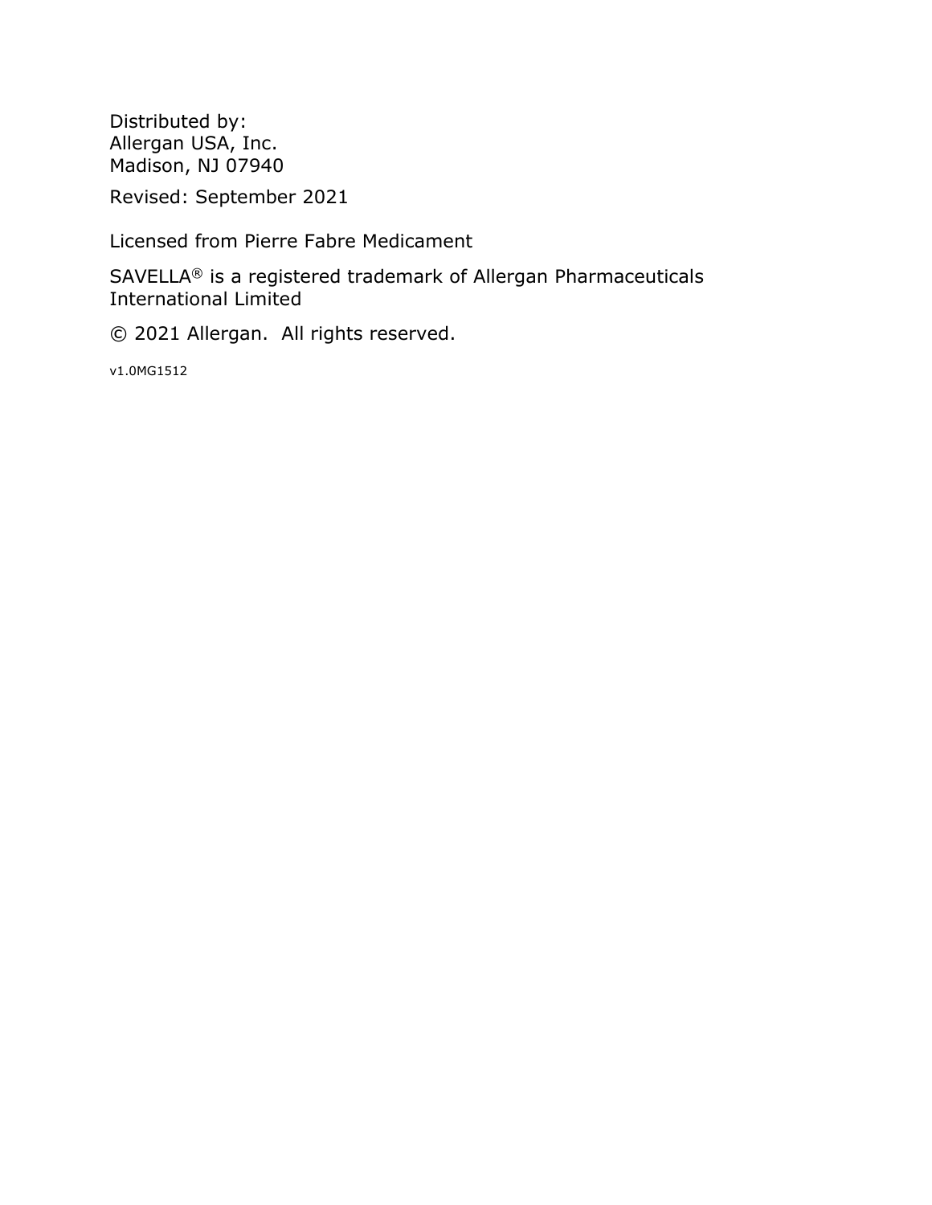Distributed by:
Allergan USA, Inc.
Madison, NJ 07940

Revised: September 2021

Licensed from Pierre Fabre Medicament

SAVELLA® is a registered trademark of Allergan Pharmaceuticals International Limited

© 2021 Allergan. All rights reserved.

v1.0MG1512